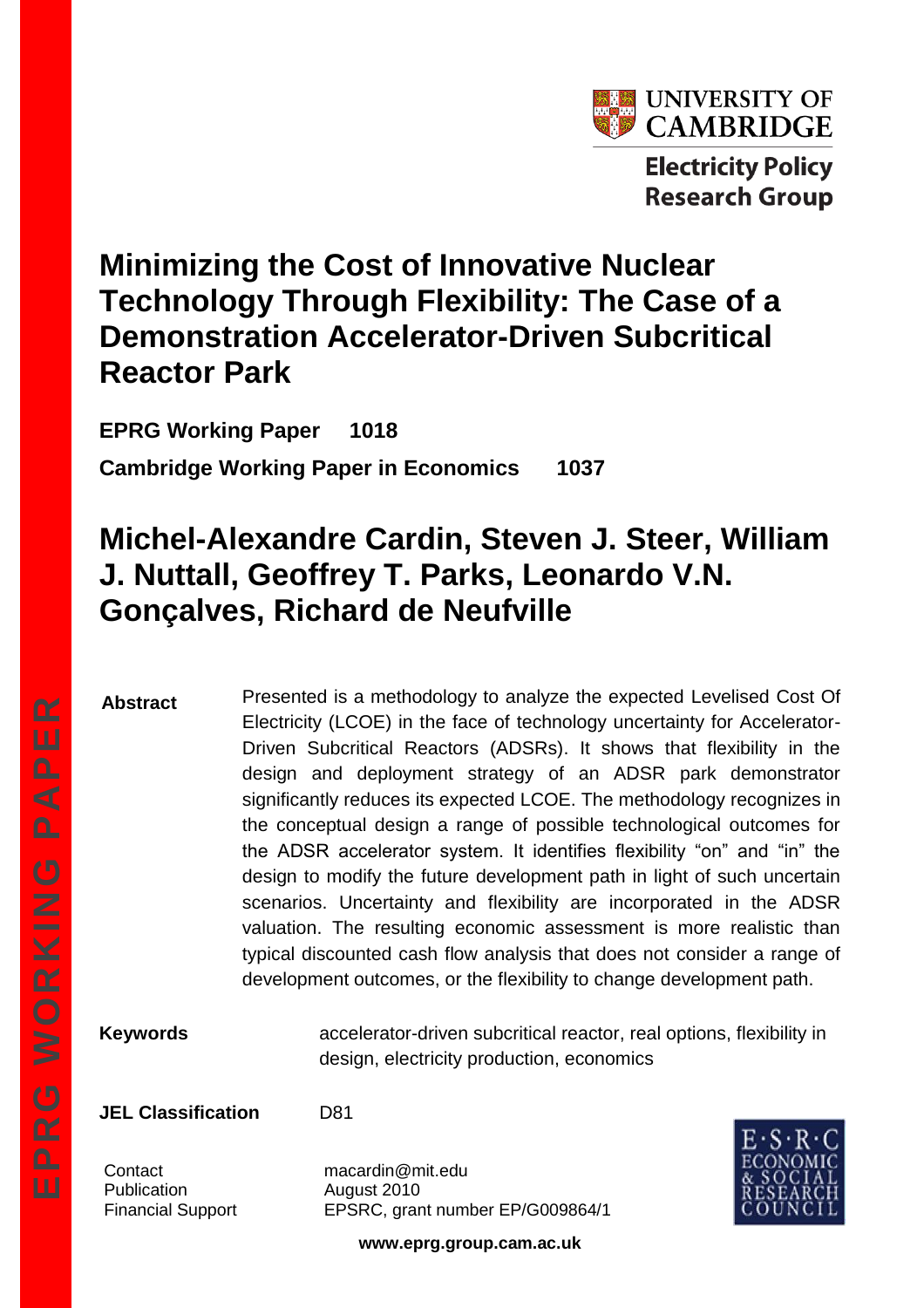UNIVERSITY OF CAMBRIDGE

Electricity Policy Research Group

# Minimizing the Cost of Innovative Nuclear Technology Through Flexibility: The Case of a Demonstration Accelerator-Driven Subcritical Reactor Park

**EPRG Working Paper 1018**

**Cambridge Working Paper in Economics 1037**

## Michel-Alexandre Cardin, Steven J. Steer, William J. Nuttall, Geoffrey T. Parks, Leonardo V.N. Gonçalves, Richard de Neufville

**Abstract** Presented is a methodology to analyze the expected Levelised Cost Of Electricity (LCOE) in the face of technology uncertainty for Accelerator-Driven Subcritical Reactors (ADSRs). It shows that flexibility in the design and deployment strategy of an ADSR park demonstrator significantly reduces its expected LCOE. The methodology recognizes in the conceptual design a range of possible technological outcomes for the ADSR accelerator system. It identifies flexibility "on" and "in" the design to modify the future development path in light of such uncertain scenarios. Uncertainty and flexibility are incorporated in the ADSR valuation. The resulting economic assessment is more realistic than typical discounted cash flow analysis that does not consider a range of development outcomes, or the flexibility to change development path.

**Keywords** accelerator-driven subcritical reactor, real options, flexibility in design, electricity production, economics

**JEL Classification** D81

Contact macardin@mit.edu

Publication August 2010

Financial Support EPSRC, grant number EP/G009864/1

E·S·R·C ECONOMIC & SOCIAL RESEARCH COUNCIL

**www.eprg.group.cam.ac.uk**

EPRG WORKING PAPER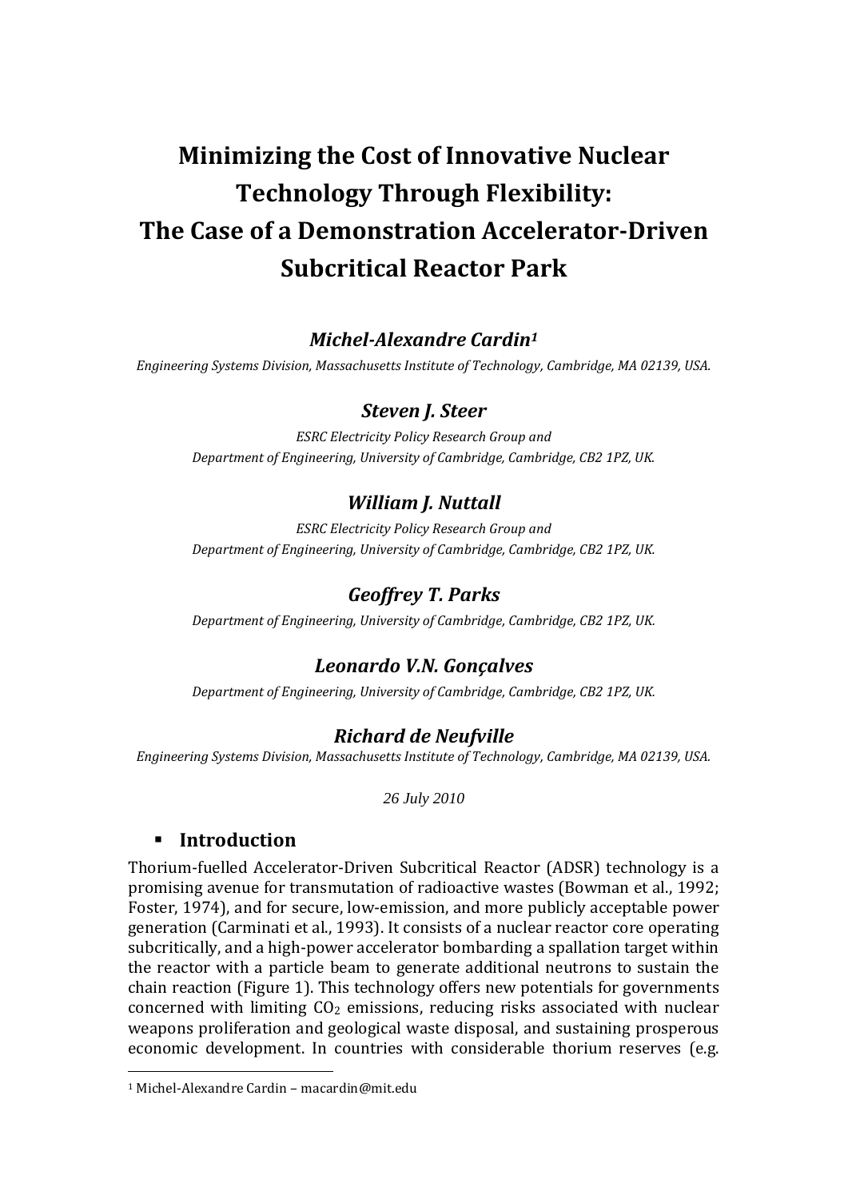# Minimizing the Cost of Innovative Nuclear Technology Through Flexibility: The Case of a Demonstration Accelerator-Driven Subcritical Reactor Park

### *Michel-Alexandre Cardin[1]*

*Engineering Systems Division, Massachusetts Institute of Technology, Cambridge, MA 02139, USA.*

### *Steven J. Steer*

*ESRC Electricity Policy Research Group and Department of Engineering, University of Cambridge, Cambridge, CB2 1PZ, UK.*

### *William J. Nuttall*

*ESRC Electricity Policy Research Group and Department of Engineering, University of Cambridge, Cambridge, CB2 1PZ, UK.*

### *Geoffrey T. Parks*

*Department of Engineering, University of Cambridge, Cambridge, CB2 1PZ, UK.*

### *Leonardo V.N. Gonçalves*

*Department of Engineering, University of Cambridge, Cambridge, CB2 1PZ, UK.*

### *Richard de Neufville*

*Engineering Systems Division, Massachusetts Institute of Technology, Cambridge, MA 02139, USA.*

*26 July 2010*

## Introduction

Thorium-fuelled Accelerator-Driven Subcritical Reactor (ADSR) technology is a promising avenue for transmutation of radioactive wastes (Bowman et al., 1992; Foster, 1974), and for secure, low-emission, and more publicly acceptable power generation (Carminati et al., 1993). It consists of a nuclear reactor core operating subcritically, and a high-power accelerator bombarding a spallation target within the reactor with a particle beam to generate additional neutrons to sustain the chain reaction (Figure 1). This technology offers new potentials for governments concerned with limiting $CO_2$ emissions, reducing risks associated with nuclear weapons proliferation and geological waste disposal, and sustaining prosperous economic development. In countries with considerable thorium reserves (e.g.

[1] Michel-Alexandre Cardin – macardin@mit.edu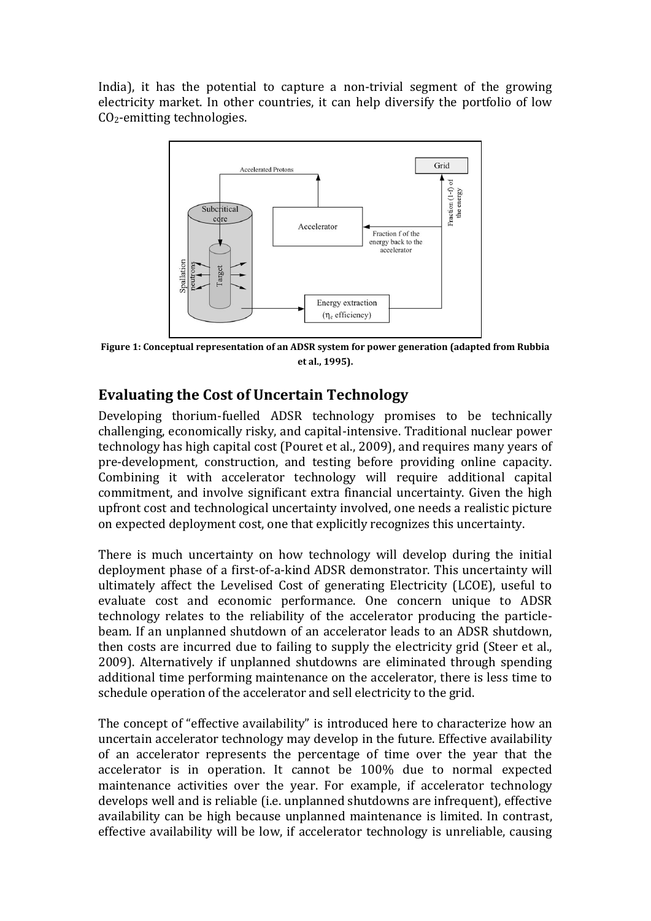India), it has the potential to capture a non-trivial segment of the growing electricity market. In other countries, it can help diversify the portfolio of low $CO_2$-emitting technologies.

**Figure 1: Conceptual representation of an ADSR system for power generation (adapted from Rubbia et al., 1995).**

## Evaluating the Cost of Uncertain Technology

Developing thorium-fuelled ADSR technology promises to be technically challenging, economically risky, and capital-intensive. Traditional nuclear power technology has high capital cost (Pouret et al., 2009), and requires many years of pre-development, construction, and testing before providing online capacity. Combining it with accelerator technology will require additional capital commitment, and involve significant extra financial uncertainty. Given the high upfront cost and technological uncertainty involved, one needs a realistic picture on expected deployment cost, one that explicitly recognizes this uncertainty.

There is much uncertainty on how technology will develop during the initial deployment phase of a first-of-a-kind ADSR demonstrator. This uncertainty will ultimately affect the Levelised Cost of generating Electricity (LCOE), useful to evaluate cost and economic performance. One concern unique to ADSR technology relates to the reliability of the accelerator producing the particle-beam. If an unplanned shutdown of an accelerator leads to an ADSR shutdown, then costs are incurred due to failing to supply the electricity grid (Steer et al., 2009). Alternatively if unplanned shutdowns are eliminated through spending additional time performing maintenance on the accelerator, there is less time to schedule operation of the accelerator and sell electricity to the grid.

The concept of "effective availability" is introduced here to characterize how an uncertain accelerator technology may develop in the future. Effective availability of an accelerator represents the percentage of time over the year that the accelerator is in operation. It cannot be 100% due to normal expected maintenance activities over the year. For example, if accelerator technology develops well and is reliable (i.e. unplanned shutdowns are infrequent), effective availability can be high because unplanned maintenance is limited. In contrast, effective availability will be low, if accelerator technology is unreliable, causing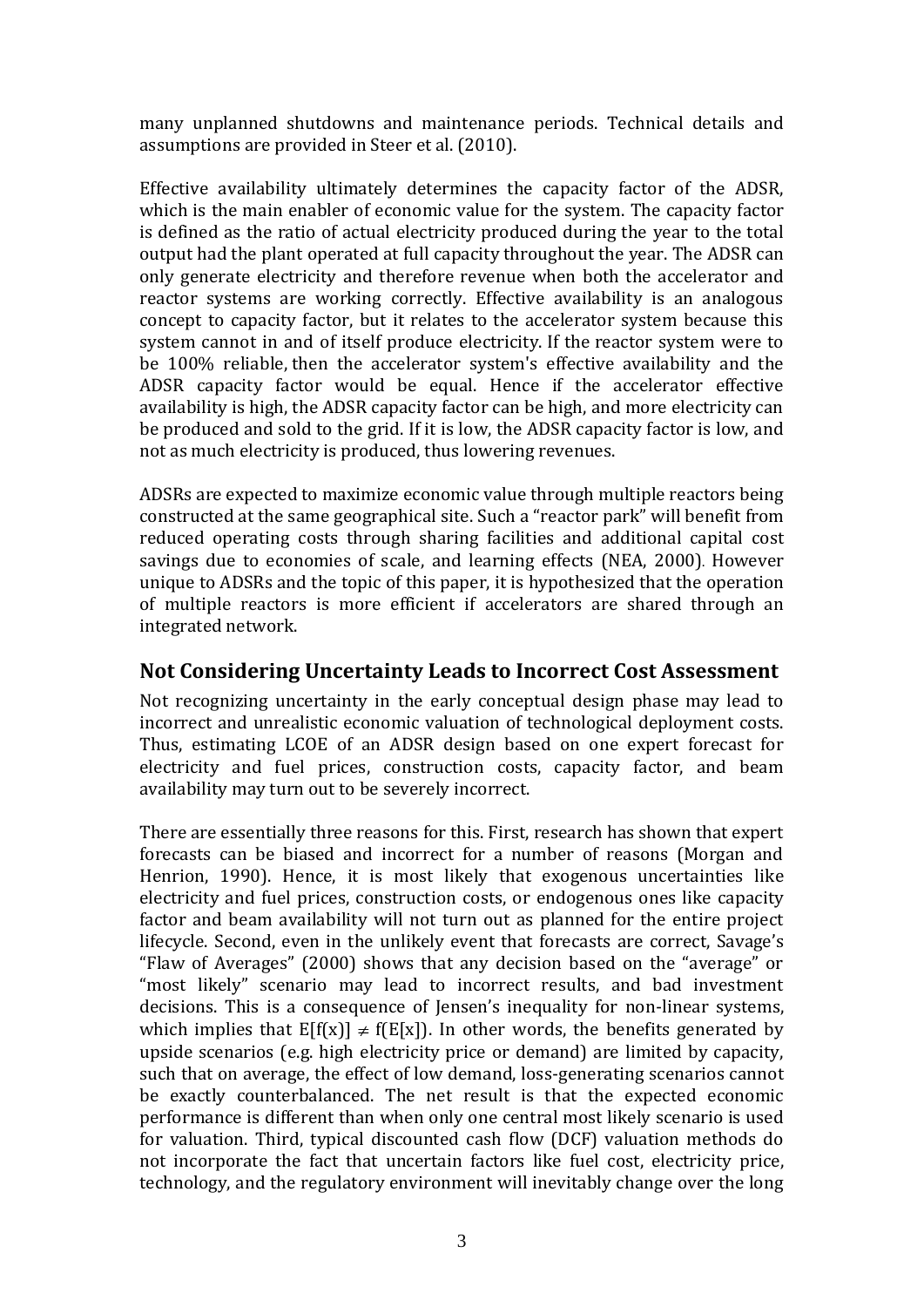many unplanned shutdowns and maintenance periods. Technical details and assumptions are provided in Steer et al. (2010).

Effective availability ultimately determines the capacity factor of the ADSR, which is the main enabler of economic value for the system. The capacity factor is defined as the ratio of actual electricity produced during the year to the total output had the plant operated at full capacity throughout the year. The ADSR can only generate electricity and therefore revenue when both the accelerator and reactor systems are working correctly. Effective availability is an analogous concept to capacity factor, but it relates to the accelerator system because this system cannot in and of itself produce electricity. If the reactor system were to be 100% reliable, then the accelerator system's effective availability and the ADSR capacity factor would be equal. Hence if the accelerator effective availability is high, the ADSR capacity factor can be high, and more electricity can be produced and sold to the grid. If it is low, the ADSR capacity factor is low, and not as much electricity is produced, thus lowering revenues.

ADSRs are expected to maximize economic value through multiple reactors being constructed at the same geographical site. Such a "reactor park" will benefit from reduced operating costs through sharing facilities and additional capital cost savings due to economies of scale, and learning effects (NEA, 2000). However unique to ADSRs and the topic of this paper, it is hypothesized that the operation of multiple reactors is more efficient if accelerators are shared through an integrated network.

## Not Considering Uncertainty Leads to Incorrect Cost Assessment

Not recognizing uncertainty in the early conceptual design phase may lead to incorrect and unrealistic economic valuation of technological deployment costs. Thus, estimating LCOE of an ADSR design based on one expert forecast for electricity and fuel prices, construction costs, capacity factor, and beam availability may turn out to be severely incorrect.

There are essentially three reasons for this. First, research has shown that expert forecasts can be biased and incorrect for a number of reasons (Morgan and Henrion, 1990). Hence, it is most likely that exogenous uncertainties like electricity and fuel prices, construction costs, or endogenous ones like capacity factor and beam availability will not turn out as planned for the entire project lifecycle. Second, even in the unlikely event that forecasts are correct, Savage's "Flaw of Averages" (2000) shows that any decision based on the "average" or "most likely" scenario may lead to incorrect results, and bad investment decisions. This is a consequence of Jensen's inequality for non-linear systems, which implies that $E[f(x)] \neq f(E[x])$. In other words, the benefits generated by upside scenarios (e.g. high electricity price or demand) are limited by capacity, such that on average, the effect of low demand, loss-generating scenarios cannot be exactly counterbalanced. The net result is that the expected economic performance is different than when only one central most likely scenario is used for valuation. Third, typical discounted cash flow (DCF) valuation methods do not incorporate the fact that uncertain factors like fuel cost, electricity price, technology, and the regulatory environment will inevitably change over the long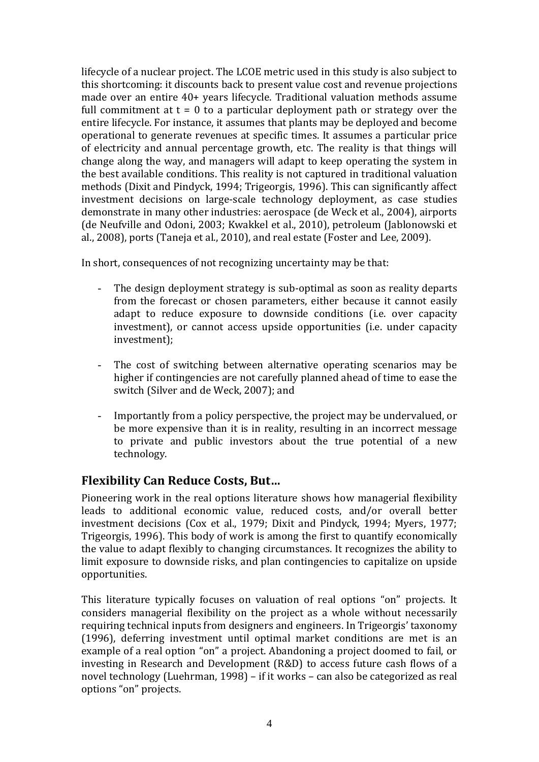lifecycle of a nuclear project. The LCOE metric used in this study is also subject to this shortcoming: it discounts back to present value cost and revenue projections made over an entire 40+ years lifecycle. Traditional valuation methods assume full commitment at $t = 0$ to a particular deployment path or strategy over the entire lifecycle. For instance, it assumes that plants may be deployed and become operational to generate revenues at specific times. It assumes a particular price of electricity and annual percentage growth, etc. The reality is that things will change along the way, and managers will adapt to keep operating the system in the best available conditions. This reality is not captured in traditional valuation methods (Dixit and Pindyck, 1994; Trigeorgis, 1996). This can significantly affect investment decisions on large-scale technology deployment, as case studies demonstrate in many other industries: aerospace (de Weck et al., 2004), airports (de Neufville and Odoni, 2003; Kwakkel et al., 2010), petroleum (Jablonowski et al., 2008), ports (Taneja et al., 2010), and real estate (Foster and Lee, 2009).

In short, consequences of not recognizing uncertainty may be that:

- The design deployment strategy is sub-optimal as soon as reality departs from the forecast or chosen parameters, either because it cannot easily adapt to reduce exposure to downside conditions (i.e. over capacity investment), or cannot access upside opportunities (i.e. under capacity investment);

- The cost of switching between alternative operating scenarios may be higher if contingencies are not carefully planned ahead of time to ease the switch (Silver and de Weck, 2007); and

- Importantly from a policy perspective, the project may be undervalued, or be more expensive than it is in reality, resulting in an incorrect message to private and public investors about the true potential of a new technology.

## Flexibility Can Reduce Costs, But…

Pioneering work in the real options literature shows how managerial flexibility leads to additional economic value, reduced costs, and/or overall better investment decisions (Cox et al., 1979; Dixit and Pindyck, 1994; Myers, 1977; Trigeorgis, 1996). This body of work is among the first to quantify economically the value to adapt flexibly to changing circumstances. It recognizes the ability to limit exposure to downside risks, and plan contingencies to capitalize on upside opportunities.

This literature typically focuses on valuation of real options "on" projects. It considers managerial flexibility on the project as a whole without necessarily requiring technical inputs from designers and engineers. In Trigeorgis' taxonomy (1996), deferring investment until optimal market conditions are met is an example of a real option "on" a project. Abandoning a project doomed to fail, or investing in Research and Development (R&D) to access future cash flows of a novel technology (Luehrman, 1998) – if it works – can also be categorized as real options "on" projects.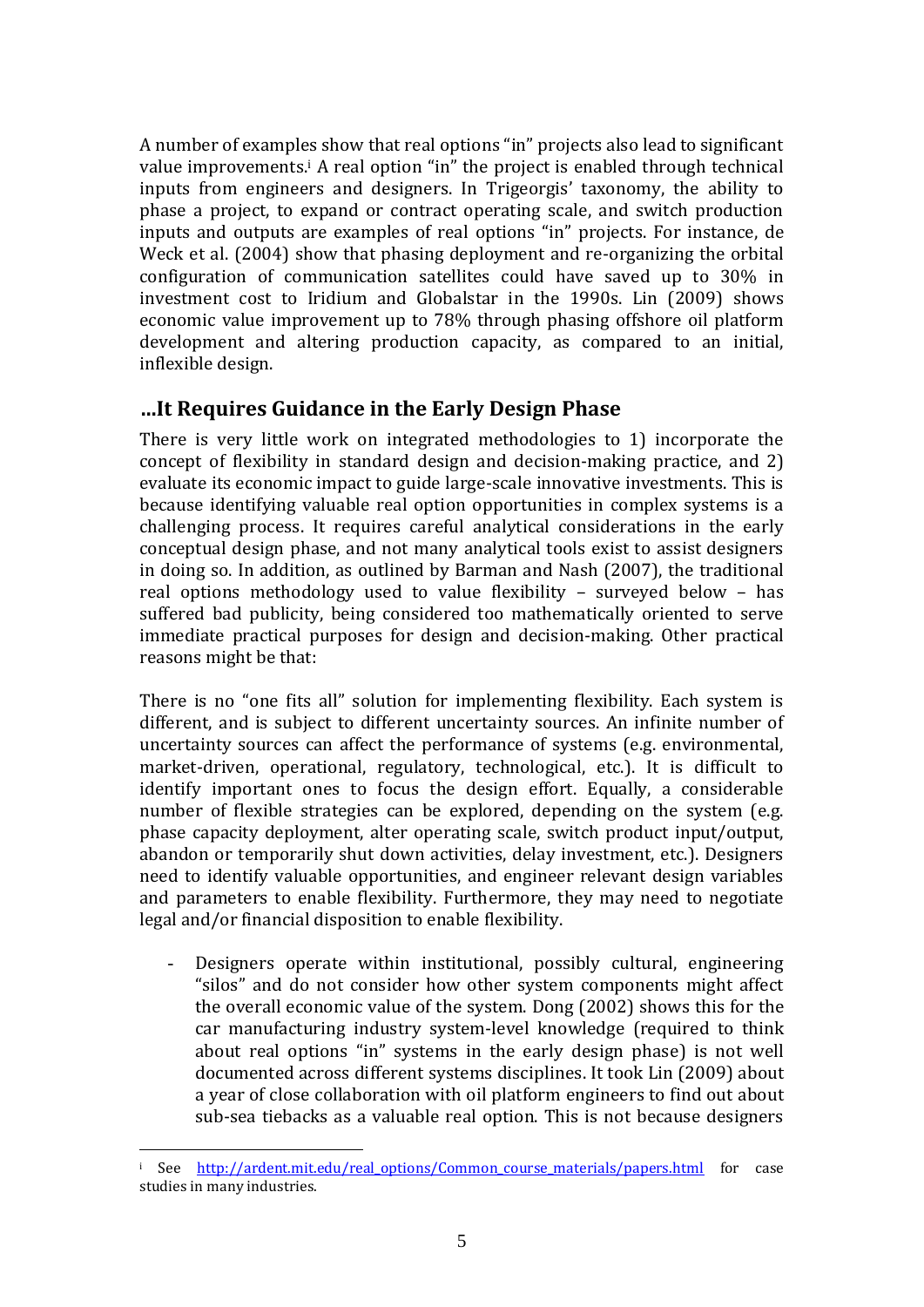A number of examples show that real options "in" projects also lead to significant value improvements.[i] A real option "in" the project is enabled through technical inputs from engineers and designers. In Trigeorgis' taxonomy, the ability to phase a project, to expand or contract operating scale, and switch production inputs and outputs are examples of real options "in" projects. For instance, de Weck et al. (2004) show that phasing deployment and re-organizing the orbital configuration of communication satellites could have saved up to 30% in investment cost to Iridium and Globalstar in the 1990s. Lin (2009) shows economic value improvement up to 78% through phasing offshore oil platform development and altering production capacity, as compared to an initial, inflexible design.

## …It Requires Guidance in the Early Design Phase

There is very little work on integrated methodologies to 1) incorporate the concept of flexibility in standard design and decision-making practice, and 2) evaluate its economic impact to guide large-scale innovative investments. This is because identifying valuable real option opportunities in complex systems is a challenging process. It requires careful analytical considerations in the early conceptual design phase, and not many analytical tools exist to assist designers in doing so. In addition, as outlined by Barman and Nash (2007), the traditional real options methodology used to value flexibility – surveyed below – has suffered bad publicity, being considered too mathematically oriented to serve immediate practical purposes for design and decision-making. Other practical reasons might be that:

There is no "one fits all" solution for implementing flexibility. Each system is different, and is subject to different uncertainty sources. An infinite number of uncertainty sources can affect the performance of systems (e.g. environmental, market-driven, operational, regulatory, technological, etc.). It is difficult to identify important ones to focus the design effort. Equally, a considerable number of flexible strategies can be explored, depending on the system (e.g. phase capacity deployment, alter operating scale, switch product input/output, abandon or temporarily shut down activities, delay investment, etc.). Designers need to identify valuable opportunities, and engineer relevant design variables and parameters to enable flexibility. Furthermore, they may need to negotiate legal and/or financial disposition to enable flexibility.

- Designers operate within institutional, possibly cultural, engineering "silos" and do not consider how other system components might affect the overall economic value of the system. Dong (2002) shows this for the car manufacturing industry system-level knowledge (required to think about real options "in" systems in the early design phase) is not well documented across different systems disciplines. It took Lin (2009) about a year of close collaboration with oil platform engineers to find out about sub-sea tiebacks as a valuable real option. This is not because designers

[i] See http://ardent.mit.edu/real_options/Common_course_materials/papers.html for case studies in many industries.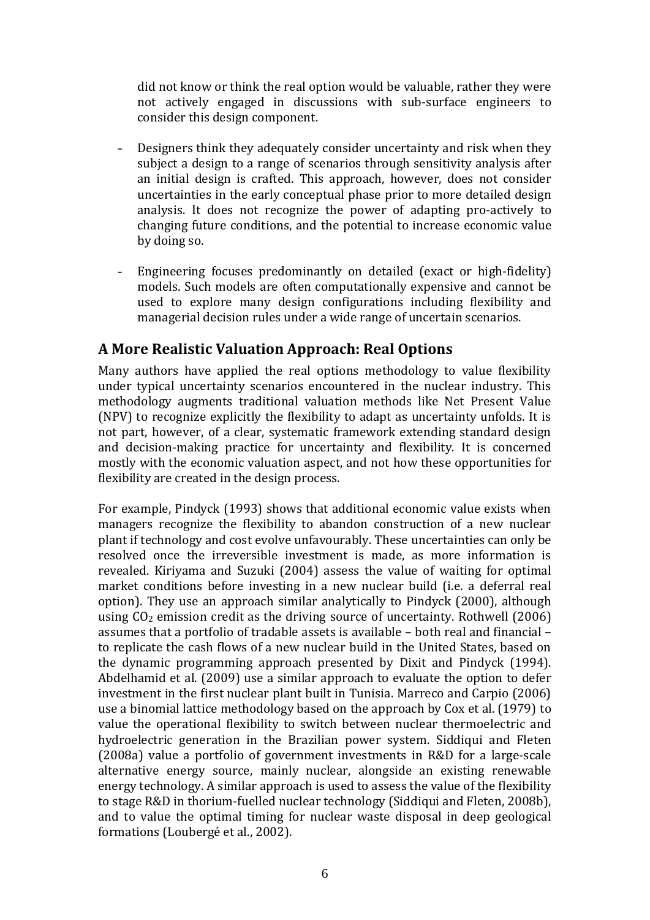did not know or think the real option would be valuable, rather they were not actively engaged in discussions with sub-surface engineers to consider this design component.

- Designers think they adequately consider uncertainty and risk when they subject a design to a range of scenarios through sensitivity analysis after an initial design is crafted. This approach, however, does not consider uncertainties in the early conceptual phase prior to more detailed design analysis. It does not recognize the power of adapting pro-actively to changing future conditions, and the potential to increase economic value by doing so.
- Engineering focuses predominantly on detailed (exact or high-fidelity) models. Such models are often computationally expensive and cannot be used to explore many design configurations including flexibility and managerial decision rules under a wide range of uncertain scenarios.

## A More Realistic Valuation Approach: Real Options

Many authors have applied the real options methodology to value flexibility under typical uncertainty scenarios encountered in the nuclear industry. This methodology augments traditional valuation methods like Net Present Value (NPV) to recognize explicitly the flexibility to adapt as uncertainty unfolds. It is not part, however, of a clear, systematic framework extending standard design and decision-making practice for uncertainty and flexibility. It is concerned mostly with the economic valuation aspect, and not how these opportunities for flexibility are created in the design process.

For example, Pindyck (1993) shows that additional economic value exists when managers recognize the flexibility to abandon construction of a new nuclear plant if technology and cost evolve unfavourably. These uncertainties can only be resolved once the irreversible investment is made, as more information is revealed. Kiriyama and Suzuki (2004) assess the value of waiting for optimal market conditions before investing in a new nuclear build (i.e. a deferral real option). They use an approach similar analytically to Pindyck (2000), although using $CO_2$ emission credit as the driving source of uncertainty. Rothwell (2006) assumes that a portfolio of tradable assets is available – both real and financial – to replicate the cash flows of a new nuclear build in the United States, based on the dynamic programming approach presented by Dixit and Pindyck (1994). Abdelhamid et al. (2009) use a similar approach to evaluate the option to defer investment in the first nuclear plant built in Tunisia. Marreco and Carpio (2006) use a binomial lattice methodology based on the approach by Cox et al. (1979) to value the operational flexibility to switch between nuclear thermoelectric and hydroelectric generation in the Brazilian power system. Siddiqui and Fleten (2008a) value a portfolio of government investments in R&D for a large-scale alternative energy source, mainly nuclear, alongside an existing renewable energy technology. A similar approach is used to assess the value of the flexibility to stage R&D in thorium-fuelled nuclear technology (Siddiqui and Fleten, 2008b), and to value the optimal timing for nuclear waste disposal in deep geological formations (Loubergé et al., 2002).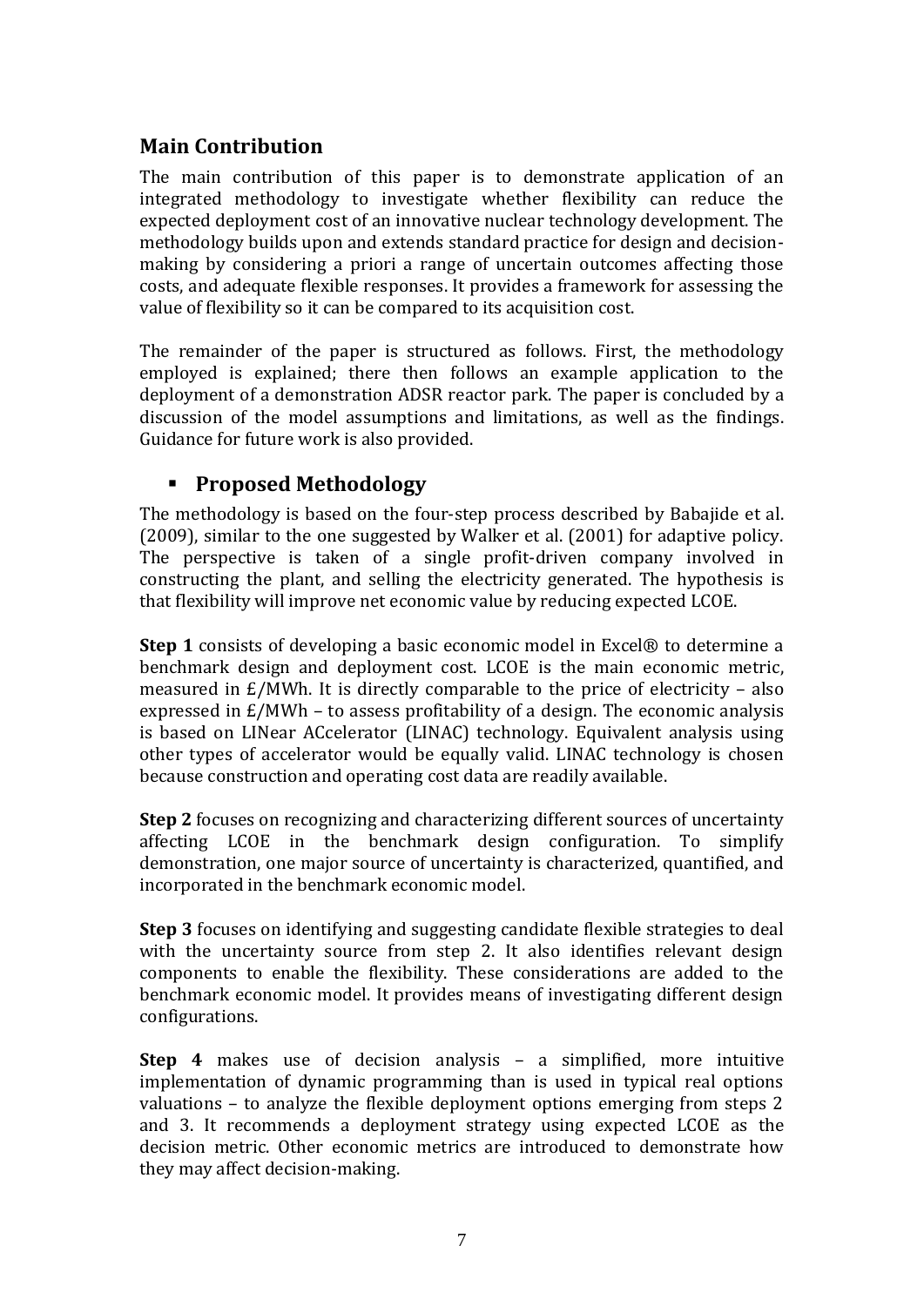## Main Contribution

The main contribution of this paper is to demonstrate application of an integrated methodology to investigate whether flexibility can reduce the expected deployment cost of an innovative nuclear technology development. The methodology builds upon and extends standard practice for design and decision-making by considering a priori a range of uncertain outcomes affecting those costs, and adequate flexible responses. It provides a framework for assessing the value of flexibility so it can be compared to its acquisition cost.

The remainder of the paper is structured as follows. First, the methodology employed is explained; there then follows an example application to the deployment of a demonstration ADSR reactor park. The paper is concluded by a discussion of the model assumptions and limitations, as well as the findings. Guidance for future work is also provided.

## Proposed Methodology

The methodology is based on the four-step process described by Babajide et al. (2009), similar to the one suggested by Walker et al. (2001) for adaptive policy. The perspective is taken of a single profit-driven company involved in constructing the plant, and selling the electricity generated. The hypothesis is that flexibility will improve net economic value by reducing expected LCOE.

**Step 1** consists of developing a basic economic model in Excel® to determine a benchmark design and deployment cost. LCOE is the main economic metric, measured in £/MWh. It is directly comparable to the price of electricity – also expressed in £/MWh – to assess profitability of a design. The economic analysis is based on LINear ACcelerator (LINAC) technology. Equivalent analysis using other types of accelerator would be equally valid. LINAC technology is chosen because construction and operating cost data are readily available.

**Step 2** focuses on recognizing and characterizing different sources of uncertainty affecting LCOE in the benchmark design configuration. To simplify demonstration, one major source of uncertainty is characterized, quantified, and incorporated in the benchmark economic model.

**Step 3** focuses on identifying and suggesting candidate flexible strategies to deal with the uncertainty source from step 2. It also identifies relevant design components to enable the flexibility. These considerations are added to the benchmark economic model. It provides means of investigating different design configurations.

**Step 4** makes use of decision analysis – a simplified, more intuitive implementation of dynamic programming than is used in typical real options valuations – to analyze the flexible deployment options emerging from steps 2 and 3. It recommends a deployment strategy using expected LCOE as the decision metric. Other economic metrics are introduced to demonstrate how they may affect decision-making.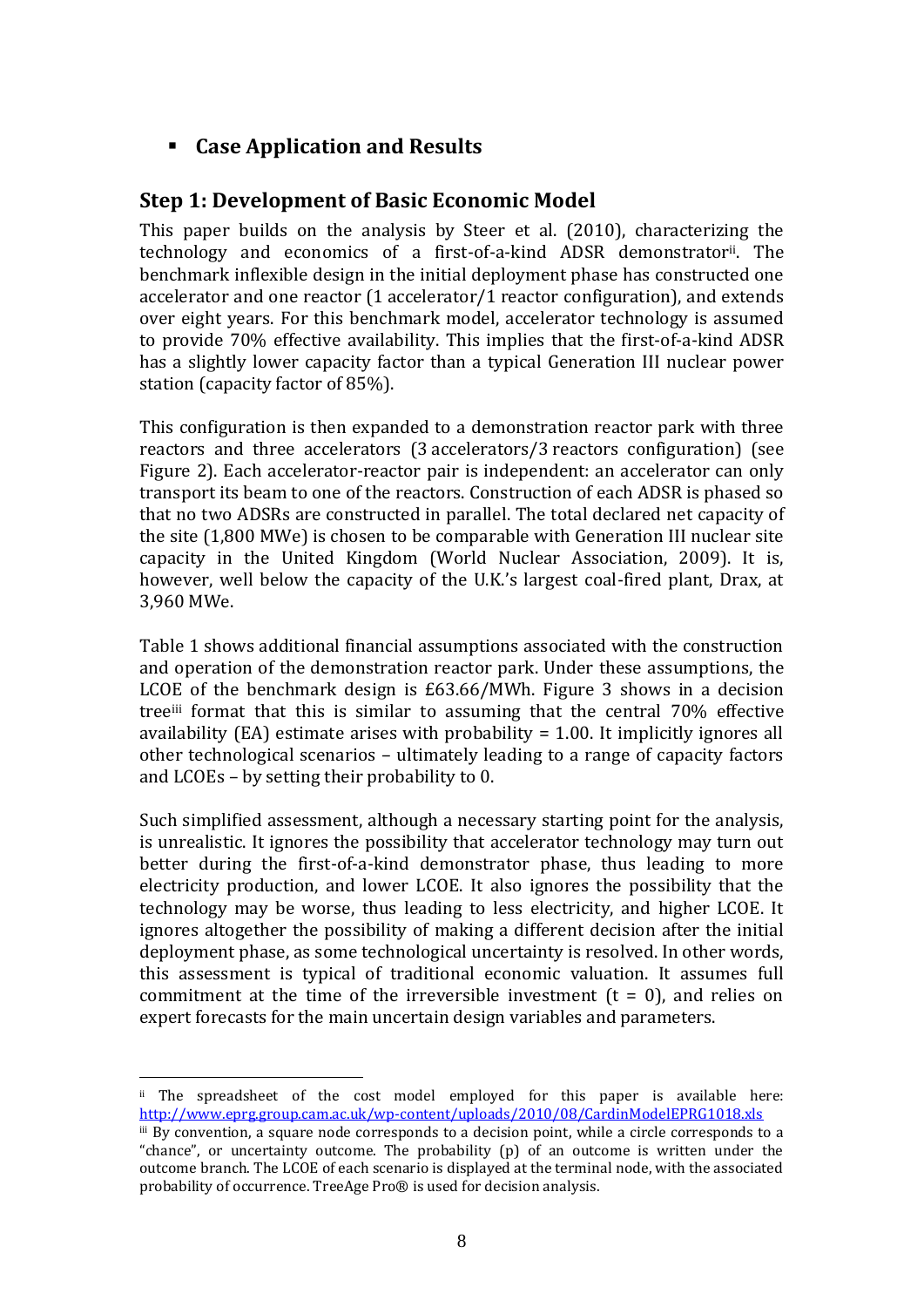- **Case Application and Results**

## Step 1: Development of Basic Economic Model

This paper builds on the analysis by Steer et al. (2010), characterizing the technology and economics of a first-of-a-kind ADSR demonstrator[ii]. The benchmark inflexible design in the initial deployment phase has constructed one accelerator and one reactor (1 accelerator/1 reactor configuration), and extends over eight years. For this benchmark model, accelerator technology is assumed to provide 70% effective availability. This implies that the first-of-a-kind ADSR has a slightly lower capacity factor than a typical Generation III nuclear power station (capacity factor of 85%).

This configuration is then expanded to a demonstration reactor park with three reactors and three accelerators (3 accelerators/3 reactors configuration) (see Figure 2). Each accelerator-reactor pair is independent: an accelerator can only transport its beam to one of the reactors. Construction of each ADSR is phased so that no two ADSRs are constructed in parallel. The total declared net capacity of the site (1,800 MWe) is chosen to be comparable with Generation III nuclear site capacity in the United Kingdom (World Nuclear Association, 2009). It is, however, well below the capacity of the U.K.'s largest coal-fired plant, Drax, at 3,960 MWe.

Table 1 shows additional financial assumptions associated with the construction and operation of the demonstration reactor park. Under these assumptions, the LCOE of the benchmark design is £63.66/MWh. Figure 3 shows in a decision tree[iii] format that this is similar to assuming that the central 70% effective availability (EA) estimate arises with probability = 1.00. It implicitly ignores all other technological scenarios – ultimately leading to a range of capacity factors and LCOEs – by setting their probability to 0.

Such simplified assessment, although a necessary starting point for the analysis, is unrealistic. It ignores the possibility that accelerator technology may turn out better during the first-of-a-kind demonstrator phase, thus leading to more electricity production, and lower LCOE. It also ignores the possibility that the technology may be worse, thus leading to less electricity, and higher LCOE. It ignores altogether the possibility of making a different decision after the initial deployment phase, as some technological uncertainty is resolved. In other words, this assessment is typical of traditional economic valuation. It assumes full commitment at the time of the irreversible investment (t = 0), and relies on expert forecasts for the main uncertain design variables and parameters.

---

[ii] The spreadsheet of the cost model employed for this paper is available here: http://www.eprg.group.cam.ac.uk/wp-content/uploads/2010/08/CardinModelEPRG1018.xls

[iii] By convention, a square node corresponds to a decision point, while a circle corresponds to a "chance", or uncertainty outcome. The probability (p) of an outcome is written under the outcome branch. The LCOE of each scenario is displayed at the terminal node, with the associated probability of occurrence. TreeAge Pro® is used for decision analysis.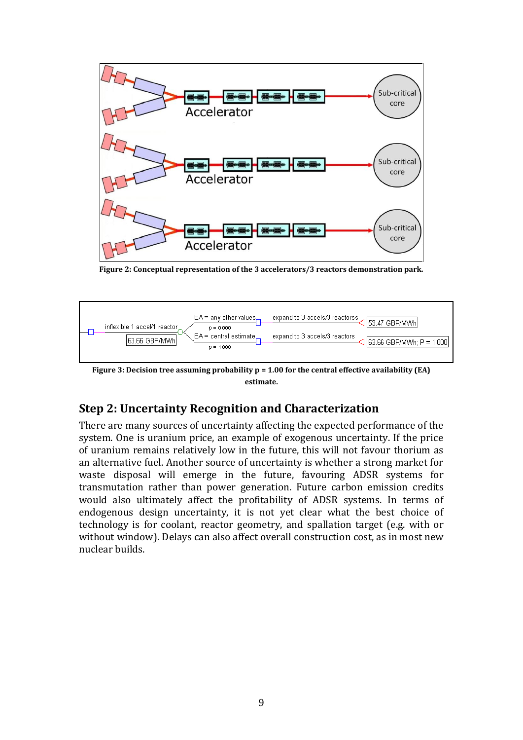Figure 2: Conceptual representation of the 3 accelerators/3 reactors demonstration park.

Figure 3: Decision tree assuming probability p = 1.00 for the central effective availability (EA) estimate.

## Step 2: Uncertainty Recognition and Characterization

There are many sources of uncertainty affecting the expected performance of the system. One is uranium price, an example of exogenous uncertainty. If the price of uranium remains relatively low in the future, this will not favour thorium as an alternative fuel. Another source of uncertainty is whether a strong market for waste disposal will emerge in the future, favouring ADSR systems for transmutation rather than power generation. Future carbon emission credits would also ultimately affect the profitability of ADSR systems. In terms of endogenous design uncertainty, it is not yet clear what the best choice of technology is for coolant, reactor geometry, and spallation target (e.g. with or without window). Delays can also affect overall construction cost, as in most new nuclear builds.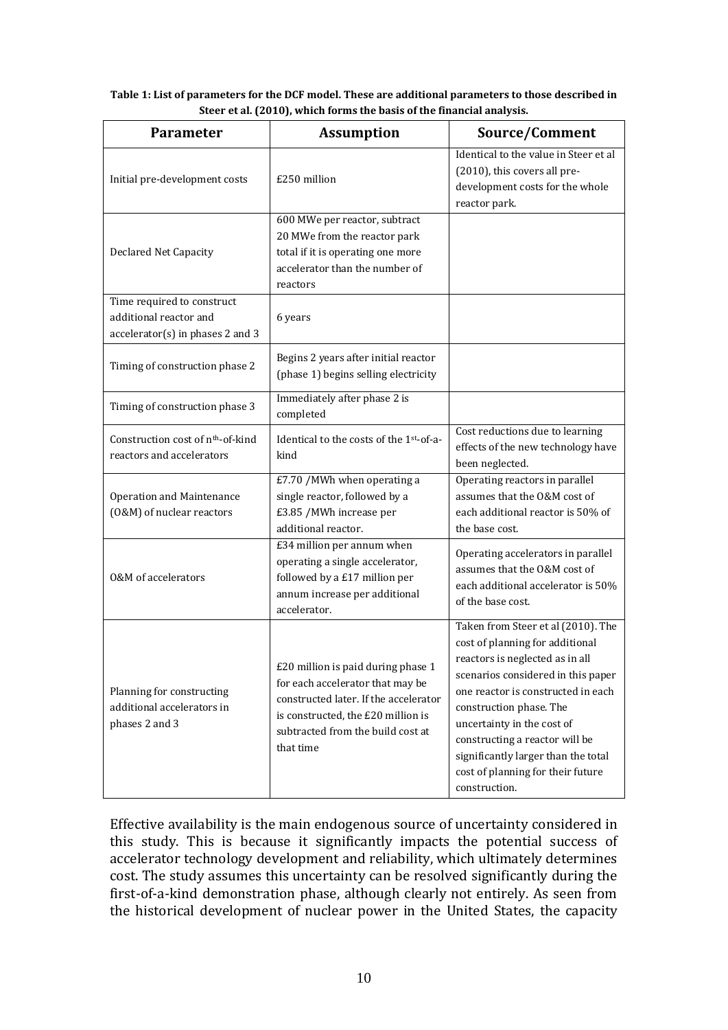**Table 1: List of parameters for the DCF model. These are additional parameters to those described in Steer et al. (2010), which forms the basis of the financial analysis.**

| Parameter | Assumption | Source/Comment |
|---|---|---|
| Initial pre-development costs | £250 million | Identical to the value in Steer et al (2010), this covers all pre-development costs for the whole reactor park. |
| Declared Net Capacity | 600 MWe per reactor, subtract 20 MWe from the reactor park total if it is operating one more accelerator than the number of reactors | |
| Time required to construct additional reactor and accelerator(s) in phases 2 and 3 | 6 years | |
| Timing of construction phase 2 | Begins 2 years after initial reactor (phase 1) begins selling electricity | |
| Timing of construction phase 3 | Immediately after phase 2 is completed | |
| Construction cost of $n^{th}$-of-kind reactors and accelerators | Identical to the costs of the $1^{st}$-of-a-kind | Cost reductions due to learning effects of the new technology have been neglected. |
| Operation and Maintenance (O&M) of nuclear reactors | £7.70 /MWh when operating a single reactor, followed by a £3.85 /MWh increase per additional reactor. | Operating reactors in parallel assumes that the O&M cost of each additional reactor is 50% of the base cost. |
| O&M of accelerators | £34 million per annum when operating a single accelerator, followed by a £17 million per annum increase per additional accelerator. | Operating accelerators in parallel assumes that the O&M cost of each additional accelerator is 50% of the base cost. |
| Planning for constructing additional accelerators in phases 2 and 3 | £20 million is paid during phase 1 for each accelerator that may be constructed later. If the accelerator is constructed, the £20 million is subtracted from the build cost at that time | Taken from Steer et al (2010). The cost of planning for additional reactors is neglected as in all scenarios considered in this paper one reactor is constructed in each construction phase. The uncertainty in the cost of constructing a reactor will be significantly larger than the total cost of planning for their future construction. |

Effective availability is the main endogenous source of uncertainty considered in this study. This is because it significantly impacts the potential success of accelerator technology development and reliability, which ultimately determines cost. The study assumes this uncertainty can be resolved significantly during the first-of-a-kind demonstration phase, although clearly not entirely. As seen from the historical development of nuclear power in the United States, the capacity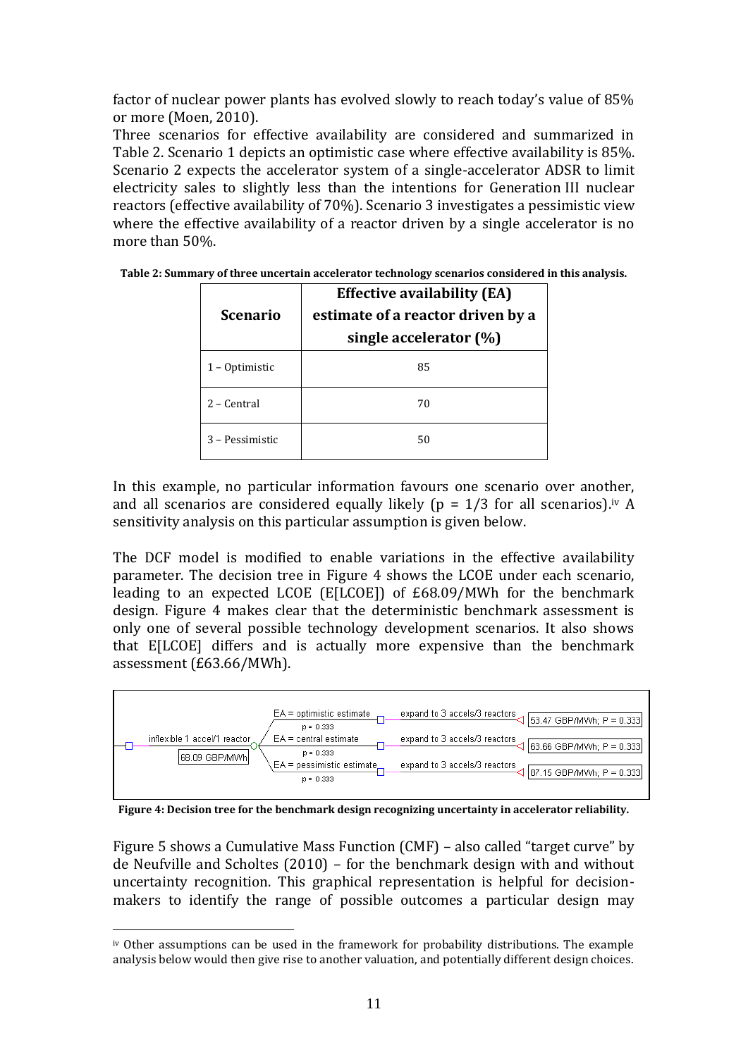factor of nuclear power plants has evolved slowly to reach today's value of 85% or more (Moen, 2010).

Three scenarios for effective availability are considered and summarized in Table 2. Scenario 1 depicts an optimistic case where effective availability is 85%. Scenario 2 expects the accelerator system of a single-accelerator ADSR to limit electricity sales to slightly less than the intentions for Generation III nuclear reactors (effective availability of 70%). Scenario 3 investigates a pessimistic view where the effective availability of a reactor driven by a single accelerator is no more than 50%.

**Table 2: Summary of three uncertain accelerator technology scenarios considered in this analysis.**

| Scenario | Effective availability (EA) estimate of a reactor driven by a single accelerator (%) |
|---|---|
| 1 – Optimistic | 85 |
| 2 – Central | 70 |
| 3 – Pessimistic | 50 |

In this example, no particular information favours one scenario over another, and all scenarios are considered equally likely (p = 1/3 for all scenarios).[iv] A sensitivity analysis on this particular assumption is given below.

The DCF model is modified to enable variations in the effective availability parameter. The decision tree in Figure 4 shows the LCOE under each scenario, leading to an expected LCOE (E[LCOE]) of £68.09/MWh for the benchmark design. Figure 4 makes clear that the deterministic benchmark assessment is only one of several possible technology development scenarios. It also shows that E[LCOE] differs and is actually more expensive than the benchmark assessment (£63.66/MWh).

inflexible 1 accel/1 reactor — 68.09 GBP/MWh

- EA = optimistic estimate (p = 0.333) → expand to 3 accels/3 reactors → 53.47 GBP/MWh; P = 0.333
- EA = central estimate (p = 0.333) → expand to 3 accels/3 reactors → 63.66 GBP/MWh; P = 0.333
- EA = pessimistic estimate (p = 0.333) → expand to 3 accels/3 reactors → 87.15 GBP/MWh; P = 0.333

**Figure 4: Decision tree for the benchmark design recognizing uncertainty in accelerator reliability.**

Figure 5 shows a Cumulative Mass Function (CMF) – also called "target curve" by de Neufville and Scholtes (2010) – for the benchmark design with and without uncertainty recognition. This graphical representation is helpful for decision-makers to identify the range of possible outcomes a particular design may

[iv] Other assumptions can be used in the framework for probability distributions. The example analysis below would then give rise to another valuation, and potentially different design choices.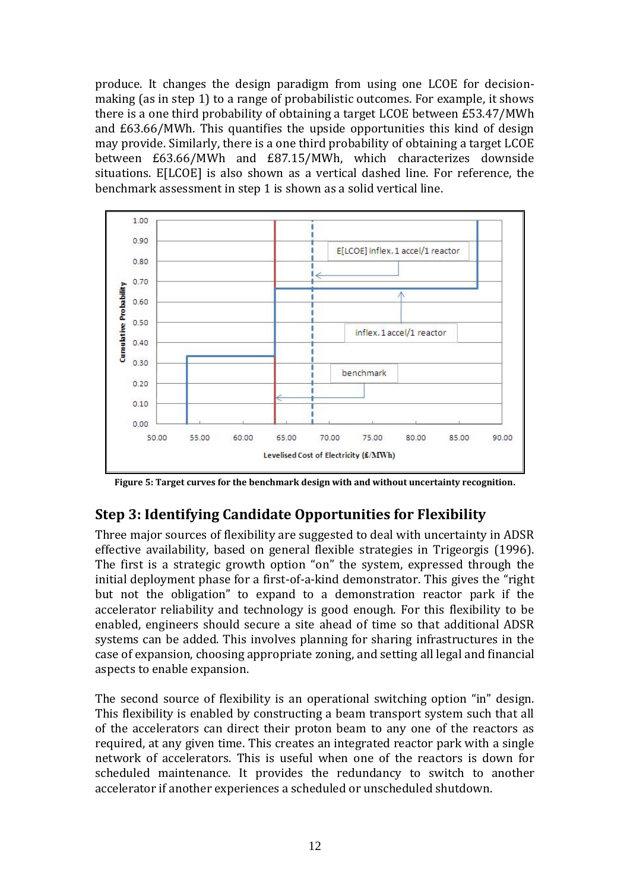produce. It changes the design paradigm from using one LCOE for decision-making (as in step 1) to a range of probabilistic outcomes. For example, it shows there is a one third probability of obtaining a target LCOE between £53.47/MWh and £63.66/MWh. This quantifies the upside opportunities this kind of design may provide. Similarly, there is a one third probability of obtaining a target LCOE between £63.66/MWh and £87.15/MWh, which characterizes downside situations. E[LCOE] is also shown as a vertical dashed line. For reference, the benchmark assessment in step 1 is shown as a solid vertical line.

**Figure 5: Target curves for the benchmark design with and without uncertainty recognition.**

## Step 3: Identifying Candidate Opportunities for Flexibility

Three major sources of flexibility are suggested to deal with uncertainty in ADSR effective availability, based on general flexible strategies in Trigeorgis (1996). The first is a strategic growth option "on" the system, expressed through the initial deployment phase for a first-of-a-kind demonstrator. This gives the "right but not the obligation" to expand to a demonstration reactor park if the accelerator reliability and technology is good enough. For this flexibility to be enabled, engineers should secure a site ahead of time so that additional ADSR systems can be added. This involves planning for sharing infrastructures in the case of expansion, choosing appropriate zoning, and setting all legal and financial aspects to enable expansion.

The second source of flexibility is an operational switching option "in" design. This flexibility is enabled by constructing a beam transport system such that all of the accelerators can direct their proton beam to any one of the reactors as required, at any given time. This creates an integrated reactor park with a single network of accelerators. This is useful when one of the reactors is down for scheduled maintenance. It provides the redundancy to switch to another accelerator if another experiences a scheduled or unscheduled shutdown.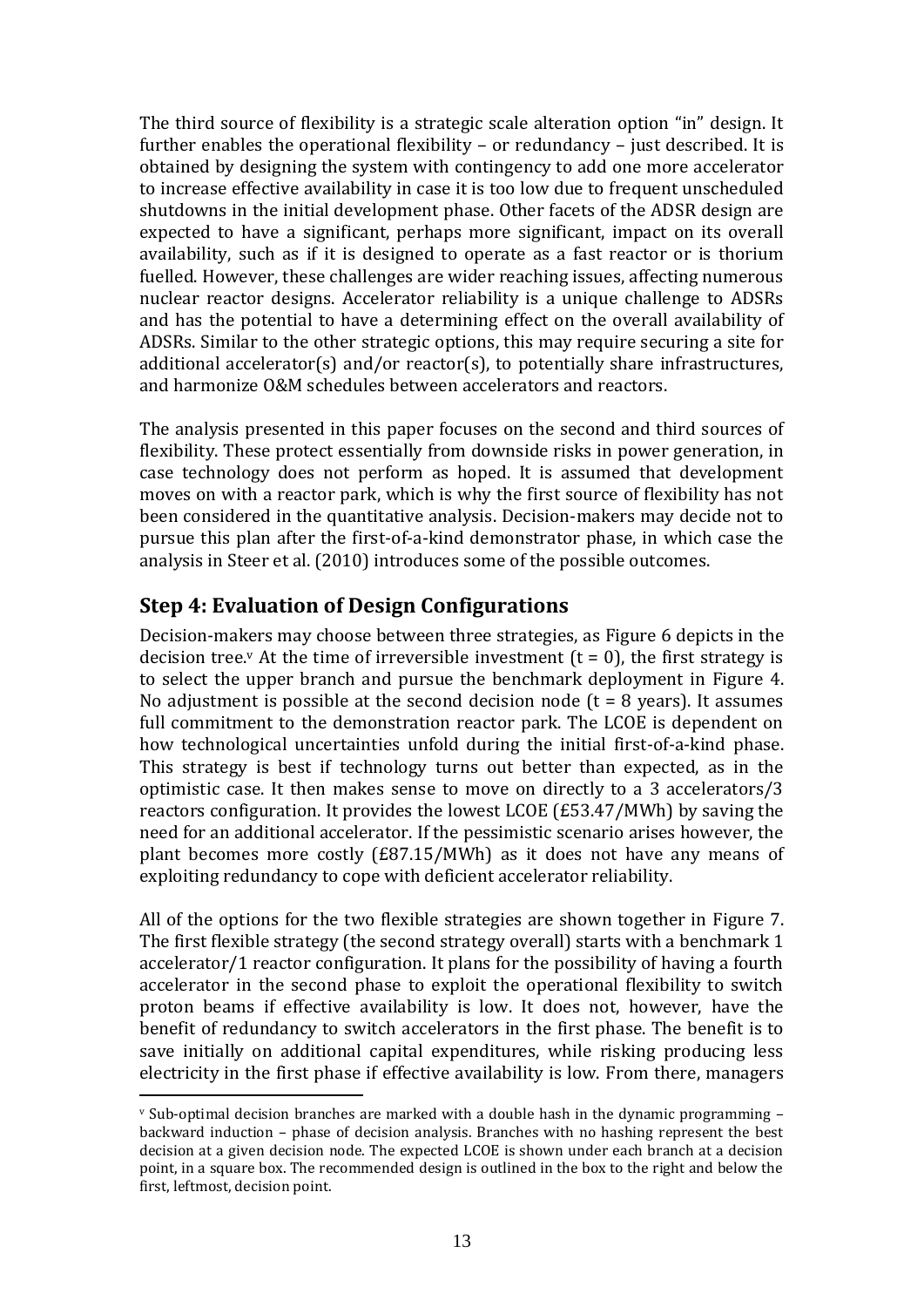The third source of flexibility is a strategic scale alteration option "in" design. It further enables the operational flexibility – or redundancy – just described. It is obtained by designing the system with contingency to add one more accelerator to increase effective availability in case it is too low due to frequent unscheduled shutdowns in the initial development phase. Other facets of the ADSR design are expected to have a significant, perhaps more significant, impact on its overall availability, such as if it is designed to operate as a fast reactor or is thorium fuelled. However, these challenges are wider reaching issues, affecting numerous nuclear reactor designs. Accelerator reliability is a unique challenge to ADSRs and has the potential to have a determining effect on the overall availability of ADSRs. Similar to the other strategic options, this may require securing a site for additional accelerator(s) and/or reactor(s), to potentially share infrastructures, and harmonize O&M schedules between accelerators and reactors.

The analysis presented in this paper focuses on the second and third sources of flexibility. These protect essentially from downside risks in power generation, in case technology does not perform as hoped. It is assumed that development moves on with a reactor park, which is why the first source of flexibility has not been considered in the quantitative analysis. Decision-makers may decide not to pursue this plan after the first-of-a-kind demonstrator phase, in which case the analysis in Steer et al. (2010) introduces some of the possible outcomes.

## Step 4: Evaluation of Design Configurations

Decision-makers may choose between three strategies, as Figure 6 depicts in the decision tree.[v] At the time of irreversible investment ($t = 0$), the first strategy is to select the upper branch and pursue the benchmark deployment in Figure 4. No adjustment is possible at the second decision node ($t = 8$ years). It assumes full commitment to the demonstration reactor park. The LCOE is dependent on how technological uncertainties unfold during the initial first-of-a-kind phase. This strategy is best if technology turns out better than expected, as in the optimistic case. It then makes sense to move on directly to a 3 accelerators/3 reactors configuration. It provides the lowest LCOE (£53.47/MWh) by saving the need for an additional accelerator. If the pessimistic scenario arises however, the plant becomes more costly (£87.15/MWh) as it does not have any means of exploiting redundancy to cope with deficient accelerator reliability.

All of the options for the two flexible strategies are shown together in Figure 7. The first flexible strategy (the second strategy overall) starts with a benchmark 1 accelerator/1 reactor configuration. It plans for the possibility of having a fourth accelerator in the second phase to exploit the operational flexibility to switch proton beams if effective availability is low. It does not, however, have the benefit of redundancy to switch accelerators in the first phase. The benefit is to save initially on additional capital expenditures, while risking producing less electricity in the first phase if effective availability is low. From there, managers

[v] Sub-optimal decision branches are marked with a double hash in the dynamic programming – backward induction – phase of decision analysis. Branches with no hashing represent the best decision at a given decision node. The expected LCOE is shown under each branch at a decision point, in a square box. The recommended design is outlined in the box to the right and below the first, leftmost, decision point.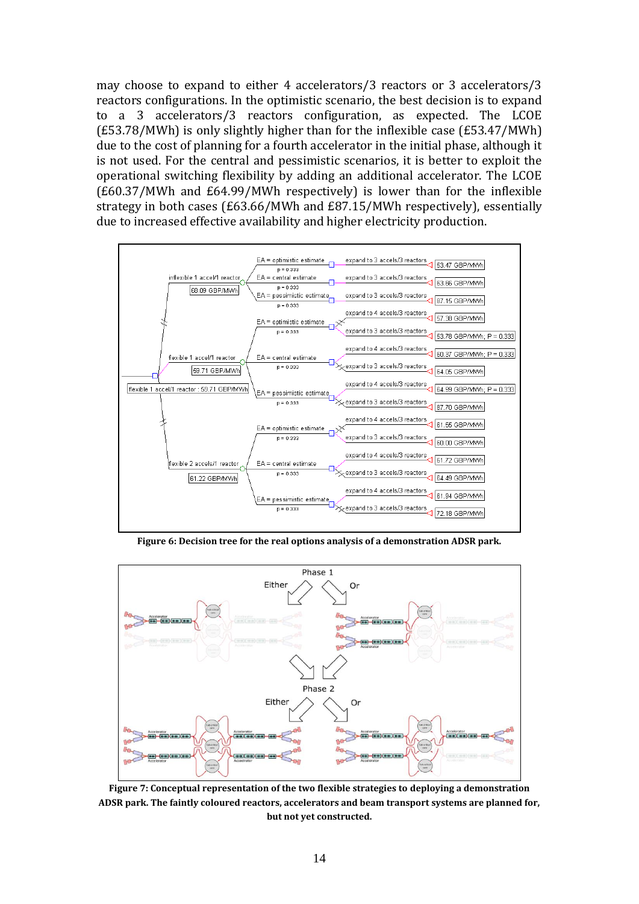may choose to expand to either 4 accelerators/3 reactors or 3 accelerators/3 reactors configurations. In the optimistic scenario, the best decision is to expand to a 3 accelerators/3 reactors configuration, as expected. The LCOE (£53.78/MWh) is only slightly higher than for the inflexible case (£53.47/MWh) due to the cost of planning for a fourth accelerator in the initial phase, although it is not used. For the central and pessimistic scenarios, it is better to exploit the operational switching flexibility by adding an additional accelerator. The LCOE (£60.37/MWh and £64.99/MWh respectively) is lower than for the inflexible strategy in both cases (£63.66/MWh and £87.15/MWh respectively), essentially due to increased effective availability and higher electricity production.

**Figure 6: Decision tree for the real options analysis of a demonstration ADSR park.**

**Figure 7: Conceptual representation of the two flexible strategies to deploying a demonstration ADSR park. The faintly coloured reactors, accelerators and beam transport systems are planned for, but not yet constructed.**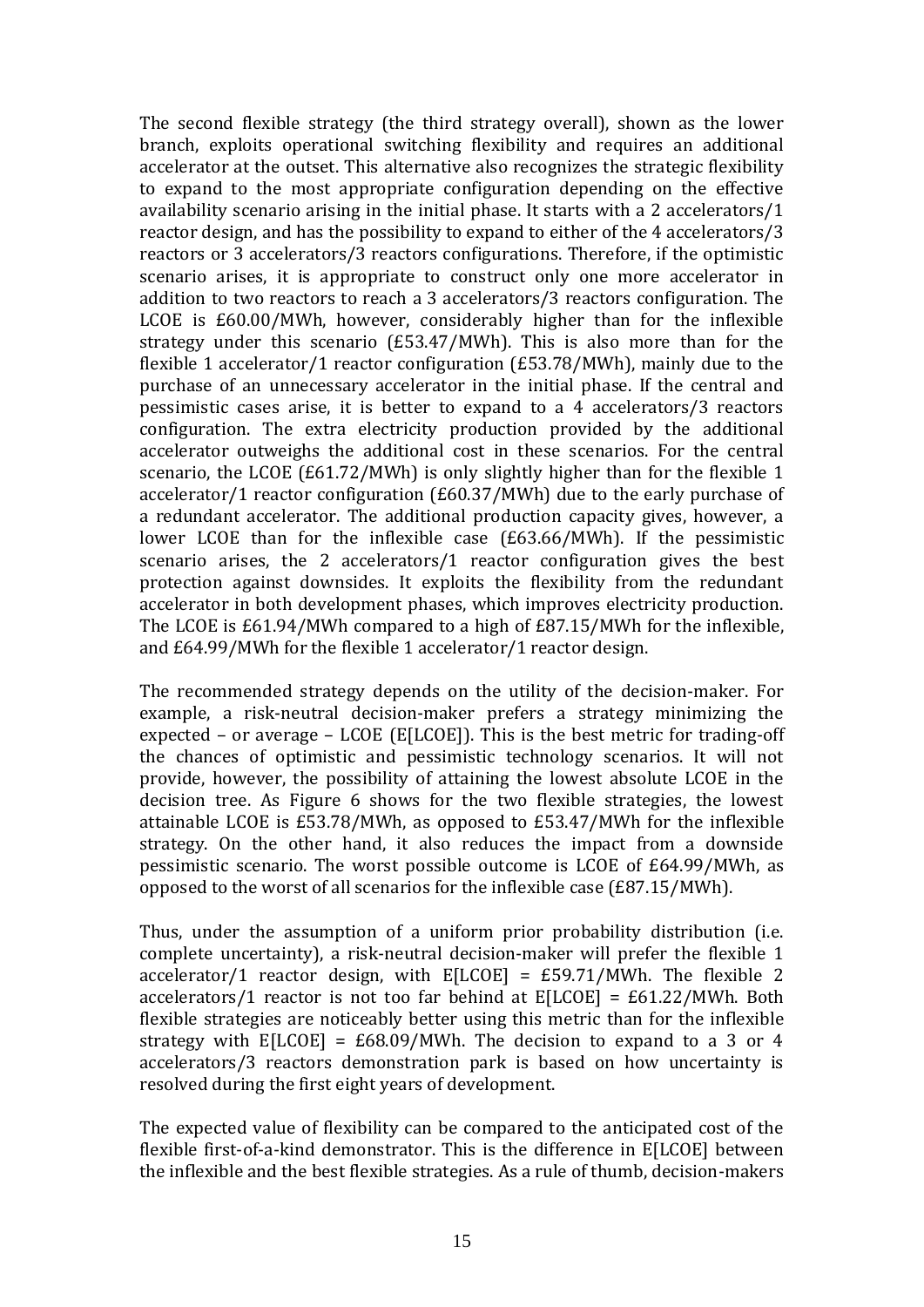The second flexible strategy (the third strategy overall), shown as the lower branch, exploits operational switching flexibility and requires an additional accelerator at the outset. This alternative also recognizes the strategic flexibility to expand to the most appropriate configuration depending on the effective availability scenario arising in the initial phase. It starts with a 2 accelerators/1 reactor design, and has the possibility to expand to either of the 4 accelerators/3 reactors or 3 accelerators/3 reactors configurations. Therefore, if the optimistic scenario arises, it is appropriate to construct only one more accelerator in addition to two reactors to reach a 3 accelerators/3 reactors configuration. The LCOE is £60.00/MWh, however, considerably higher than for the inflexible strategy under this scenario (£53.47/MWh). This is also more than for the flexible 1 accelerator/1 reactor configuration (£53.78/MWh), mainly due to the purchase of an unnecessary accelerator in the initial phase. If the central and pessimistic cases arise, it is better to expand to a 4 accelerators/3 reactors configuration. The extra electricity production provided by the additional accelerator outweighs the additional cost in these scenarios. For the central scenario, the LCOE (£61.72/MWh) is only slightly higher than for the flexible 1 accelerator/1 reactor configuration (£60.37/MWh) due to the early purchase of a redundant accelerator. The additional production capacity gives, however, a lower LCOE than for the inflexible case (£63.66/MWh). If the pessimistic scenario arises, the 2 accelerators/1 reactor configuration gives the best protection against downsides. It exploits the flexibility from the redundant accelerator in both development phases, which improves electricity production. The LCOE is £61.94/MWh compared to a high of £87.15/MWh for the inflexible, and £64.99/MWh for the flexible 1 accelerator/1 reactor design.

The recommended strategy depends on the utility of the decision-maker. For example, a risk-neutral decision-maker prefers a strategy minimizing the expected – or average – LCOE (E[LCOE]). This is the best metric for trading-off the chances of optimistic and pessimistic technology scenarios. It will not provide, however, the possibility of attaining the lowest absolute LCOE in the decision tree. As Figure 6 shows for the two flexible strategies, the lowest attainable LCOE is £53.78/MWh, as opposed to £53.47/MWh for the inflexible strategy. On the other hand, it also reduces the impact from a downside pessimistic scenario. The worst possible outcome is LCOE of £64.99/MWh, as opposed to the worst of all scenarios for the inflexible case (£87.15/MWh).

Thus, under the assumption of a uniform prior probability distribution (i.e. complete uncertainty), a risk-neutral decision-maker will prefer the flexible 1 accelerator/1 reactor design, with E[LCOE] = £59.71/MWh. The flexible 2 accelerators/1 reactor is not too far behind at E[LCOE] = £61.22/MWh. Both flexible strategies are noticeably better using this metric than for the inflexible strategy with E[LCOE] = £68.09/MWh. The decision to expand to a 3 or 4 accelerators/3 reactors demonstration park is based on how uncertainty is resolved during the first eight years of development.

The expected value of flexibility can be compared to the anticipated cost of the flexible first-of-a-kind demonstrator. This is the difference in E[LCOE] between the inflexible and the best flexible strategies. As a rule of thumb, decision-makers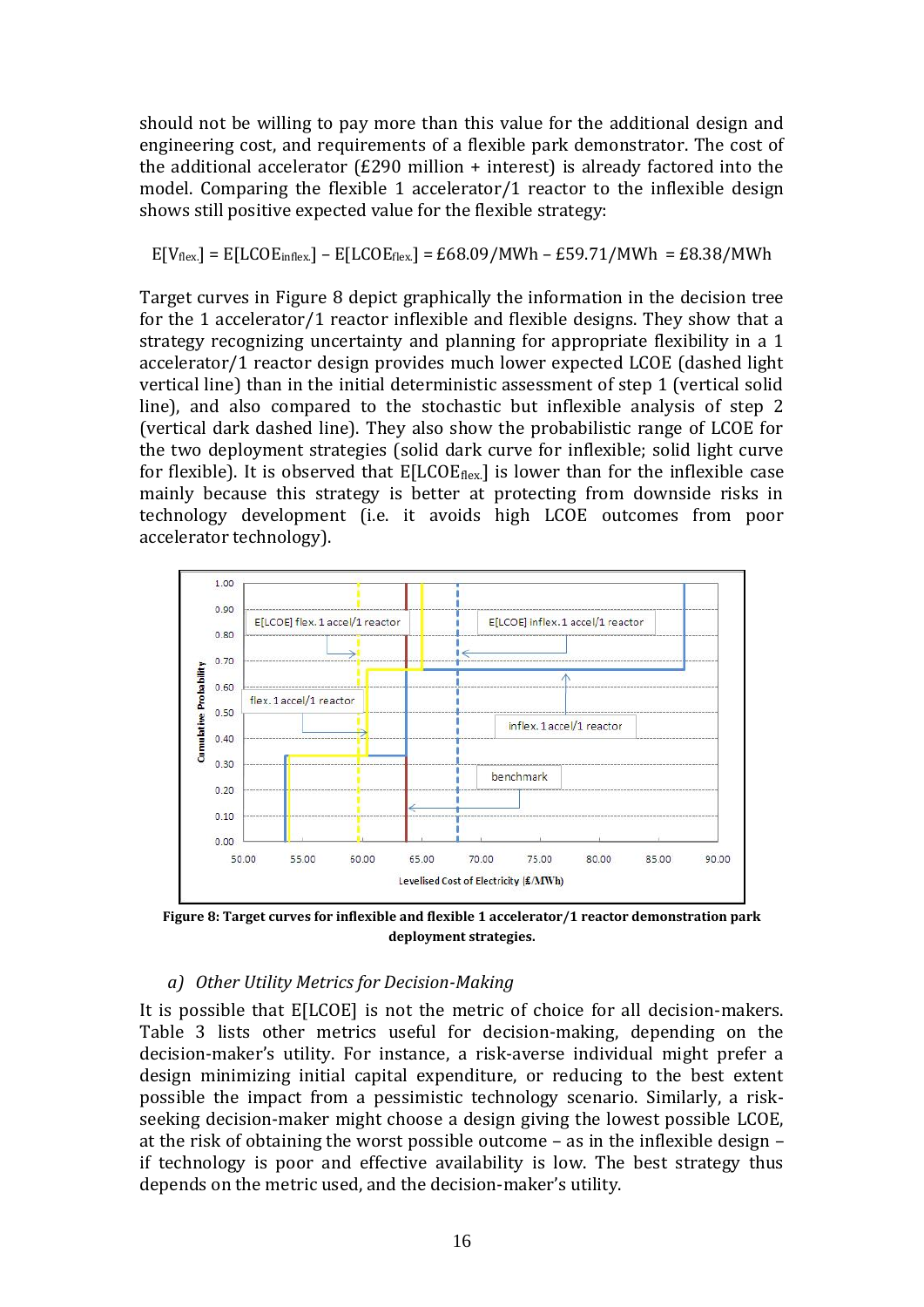should not be willing to pay more than this value for the additional design and engineering cost, and requirements of a flexible park demonstrator. The cost of the additional accelerator (£290 million + interest) is already factored into the model. Comparing the flexible 1 accelerator/1 reactor to the inflexible design shows still positive expected value for the flexible strategy:

$$E[V_{flex.}] = E[LCOE_{inflex.}] - E[LCOE_{flex.}] = £68.09/MWh - £59.71/MWh = £8.38/MWh$$

Target curves in Figure 8 depict graphically the information in the decision tree for the 1 accelerator/1 reactor inflexible and flexible designs. They show that a strategy recognizing uncertainty and planning for appropriate flexibility in a 1 accelerator/1 reactor design provides much lower expected LCOE (dashed light vertical line) than in the initial deterministic assessment of step 1 (vertical solid line), and also compared to the stochastic but inflexible analysis of step 2 (vertical dark dashed line). They also show the probabilistic range of LCOE for the two deployment strategies (solid dark curve for inflexible; solid light curve for flexible). It is observed that $E[LCOE_{flex.}]$ is lower than for the inflexible case mainly because this strategy is better at protecting from downside risks in technology development (i.e. it avoids high LCOE outcomes from poor accelerator technology).

**Figure 8: Target curves for inflexible and flexible 1 accelerator/1 reactor demonstration park deployment strategies.**

*a) Other Utility Metrics for Decision-Making*

It is possible that E[LCOE] is not the metric of choice for all decision-makers. Table 3 lists other metrics useful for decision-making, depending on the decision-maker's utility. For instance, a risk-averse individual might prefer a design minimizing initial capital expenditure, or reducing to the best extent possible the impact from a pessimistic technology scenario. Similarly, a risk-seeking decision-maker might choose a design giving the lowest possible LCOE, at the risk of obtaining the worst possible outcome – as in the inflexible design – if technology is poor and effective availability is low. The best strategy thus depends on the metric used, and the decision-maker's utility.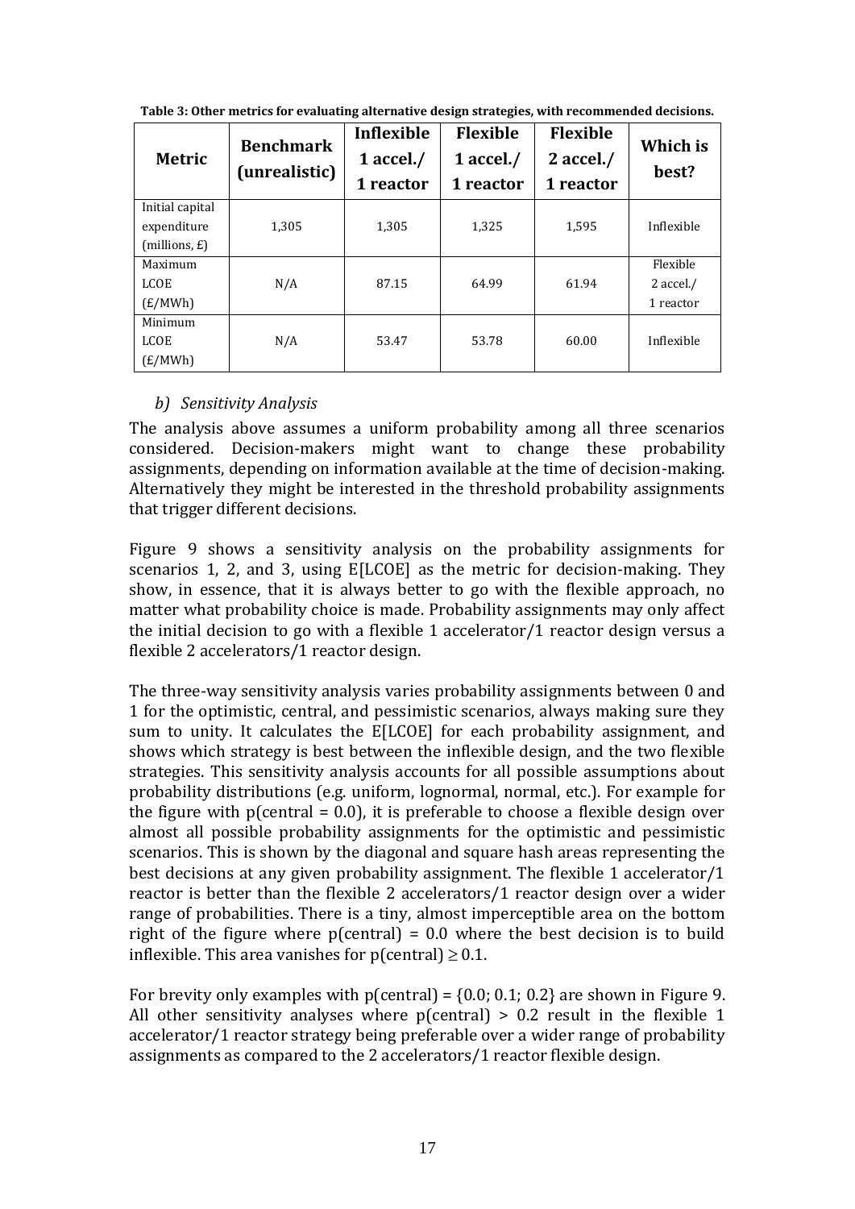**Table 3: Other metrics for evaluating alternative design strategies, with recommended decisions.**

| Metric | Benchmark (unrealistic) | Inflexible 1 accel./ 1 reactor | Flexible 1 accel./ 1 reactor | Flexible 2 accel./ 1 reactor | Which is best? |
|---|---|---|---|---|---|
| Initial capital expenditure (millions, £) | 1,305 | 1,305 | 1,325 | 1,595 | Inflexible |
| Maximum LCOE (£/MWh) | N/A | 87.15 | 64.99 | 61.94 | Flexible 2 accel./ 1 reactor |
| Minimum LCOE (£/MWh) | N/A | 53.47 | 53.78 | 60.00 | Inflexible |

### *b) Sensitivity Analysis*

The analysis above assumes a uniform probability among all three scenarios considered. Decision-makers might want to change these probability assignments, depending on information available at the time of decision-making. Alternatively they might be interested in the threshold probability assignments that trigger different decisions.

Figure 9 shows a sensitivity analysis on the probability assignments for scenarios 1, 2, and 3, using E[LCOE] as the metric for decision-making. They show, in essence, that it is always better to go with the flexible approach, no matter what probability choice is made. Probability assignments may only affect the initial decision to go with a flexible 1 accelerator/1 reactor design versus a flexible 2 accelerators/1 reactor design.

The three-way sensitivity analysis varies probability assignments between 0 and 1 for the optimistic, central, and pessimistic scenarios, always making sure they sum to unity. It calculates the E[LCOE] for each probability assignment, and shows which strategy is best between the inflexible design, and the two flexible strategies. This sensitivity analysis accounts for all possible assumptions about probability distributions (e.g. uniform, lognormal, normal, etc.). For example for the figure with p(central = 0.0), it is preferable to choose a flexible design over almost all possible probability assignments for the optimistic and pessimistic scenarios. This is shown by the diagonal and square hash areas representing the best decisions at any given probability assignment. The flexible 1 accelerator/1 reactor is better than the flexible 2 accelerators/1 reactor design over a wider range of probabilities. There is a tiny, almost imperceptible area on the bottom right of the figure where p(central) = 0.0 where the best decision is to build inflexible. This area vanishes for p(central) $\geq$ 0.1.

For brevity only examples with p(central) = {0.0; 0.1; 0.2} are shown in Figure 9. All other sensitivity analyses where p(central) > 0.2 result in the flexible 1 accelerator/1 reactor strategy being preferable over a wider range of probability assignments as compared to the 2 accelerators/1 reactor flexible design.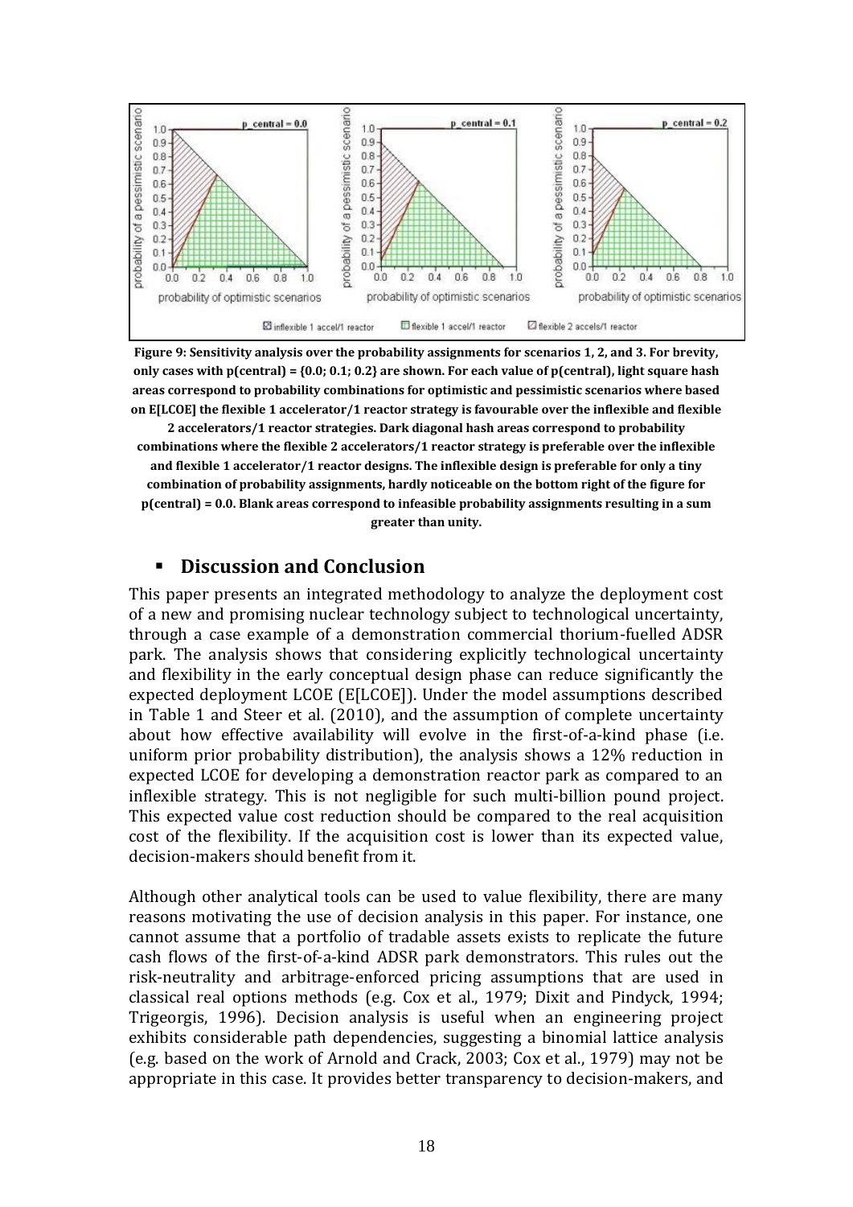**Figure 9: Sensitivity analysis over the probability assignments for scenarios 1, 2, and 3. For brevity, only cases with p(central) = {0.0; 0.1; 0.2} are shown. For each value of p(central), light square hash areas correspond to probability combinations for optimistic and pessimistic scenarios where based on E[LCOE] the flexible 1 accelerator/1 reactor strategy is favourable over the inflexible and flexible 2 accelerators/1 reactor strategies. Dark diagonal hash areas correspond to probability combinations where the flexible 2 accelerators/1 reactor strategy is preferable over the inflexible and flexible 1 accelerator/1 reactor designs. The inflexible design is preferable for only a tiny combination of probability assignments, hardly noticeable on the bottom right of the figure for p(central) = 0.0. Blank areas correspond to infeasible probability assignments resulting in a sum greater than unity.**

## Discussion and Conclusion

This paper presents an integrated methodology to analyze the deployment cost of a new and promising nuclear technology subject to technological uncertainty, through a case example of a demonstration commercial thorium-fuelled ADSR park. The analysis shows that considering explicitly technological uncertainty and flexibility in the early conceptual design phase can reduce significantly the expected deployment LCOE (E[LCOE]). Under the model assumptions described in Table 1 and Steer et al. (2010), and the assumption of complete uncertainty about how effective availability will evolve in the first-of-a-kind phase (i.e. uniform prior probability distribution), the analysis shows a 12% reduction in expected LCOE for developing a demonstration reactor park as compared to an inflexible strategy. This is not negligible for such multi-billion pound project. This expected value cost reduction should be compared to the real acquisition cost of the flexibility. If the acquisition cost is lower than its expected value, decision-makers should benefit from it.

Although other analytical tools can be used to value flexibility, there are many reasons motivating the use of decision analysis in this paper. For instance, one cannot assume that a portfolio of tradable assets exists to replicate the future cash flows of the first-of-a-kind ADSR park demonstrators. This rules out the risk-neutrality and arbitrage-enforced pricing assumptions that are used in classical real options methods (e.g. Cox et al., 1979; Dixit and Pindyck, 1994; Trigeorgis, 1996). Decision analysis is useful when an engineering project exhibits considerable path dependencies, suggesting a binomial lattice analysis (e.g. based on the work of Arnold and Crack, 2003; Cox et al., 1979) may not be appropriate in this case. It provides better transparency to decision-makers, and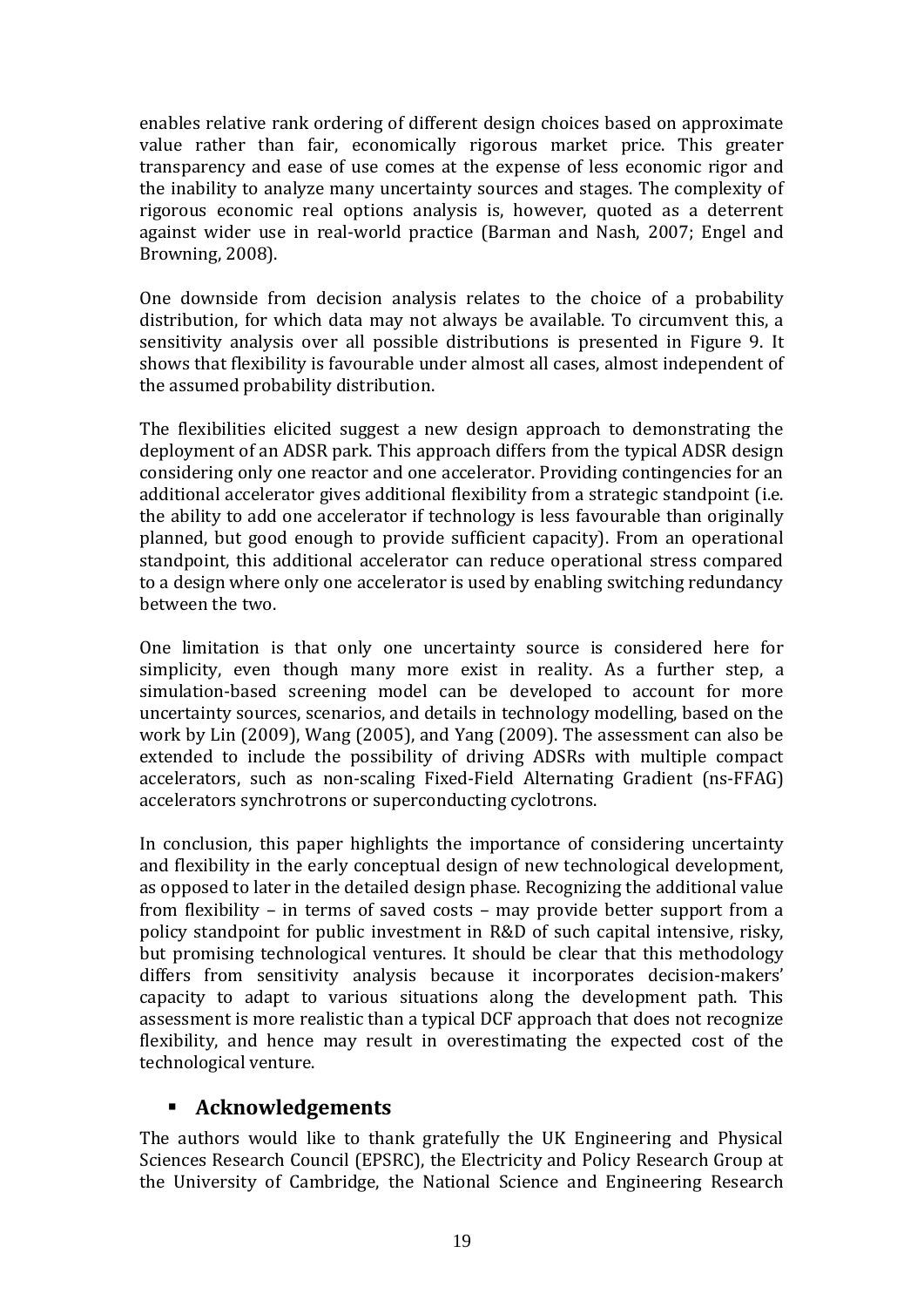enables relative rank ordering of different design choices based on approximate value rather than fair, economically rigorous market price. This greater transparency and ease of use comes at the expense of less economic rigor and the inability to analyze many uncertainty sources and stages. The complexity of rigorous economic real options analysis is, however, quoted as a deterrent against wider use in real-world practice (Barman and Nash, 2007; Engel and Browning, 2008).

One downside from decision analysis relates to the choice of a probability distribution, for which data may not always be available. To circumvent this, a sensitivity analysis over all possible distributions is presented in Figure 9. It shows that flexibility is favourable under almost all cases, almost independent of the assumed probability distribution.

The flexibilities elicited suggest a new design approach to demonstrating the deployment of an ADSR park. This approach differs from the typical ADSR design considering only one reactor and one accelerator. Providing contingencies for an additional accelerator gives additional flexibility from a strategic standpoint (i.e. the ability to add one accelerator if technology is less favourable than originally planned, but good enough to provide sufficient capacity). From an operational standpoint, this additional accelerator can reduce operational stress compared to a design where only one accelerator is used by enabling switching redundancy between the two.

One limitation is that only one uncertainty source is considered here for simplicity, even though many more exist in reality. As a further step, a simulation-based screening model can be developed to account for more uncertainty sources, scenarios, and details in technology modelling, based on the work by Lin (2009), Wang (2005), and Yang (2009). The assessment can also be extended to include the possibility of driving ADSRs with multiple compact accelerators, such as non-scaling Fixed-Field Alternating Gradient (ns-FFAG) accelerators synchrotrons or superconducting cyclotrons.

In conclusion, this paper highlights the importance of considering uncertainty and flexibility in the early conceptual design of new technological development, as opposed to later in the detailed design phase. Recognizing the additional value from flexibility – in terms of saved costs – may provide better support from a policy standpoint for public investment in R&D of such capital intensive, risky, but promising technological ventures. It should be clear that this methodology differs from sensitivity analysis because it incorporates decision-makers' capacity to adapt to various situations along the development path. This assessment is more realistic than a typical DCF approach that does not recognize flexibility, and hence may result in overestimating the expected cost of the technological venture.

## Acknowledgements

The authors would like to thank gratefully the UK Engineering and Physical Sciences Research Council (EPSRC), the Electricity and Policy Research Group at the University of Cambridge, the National Science and Engineering Research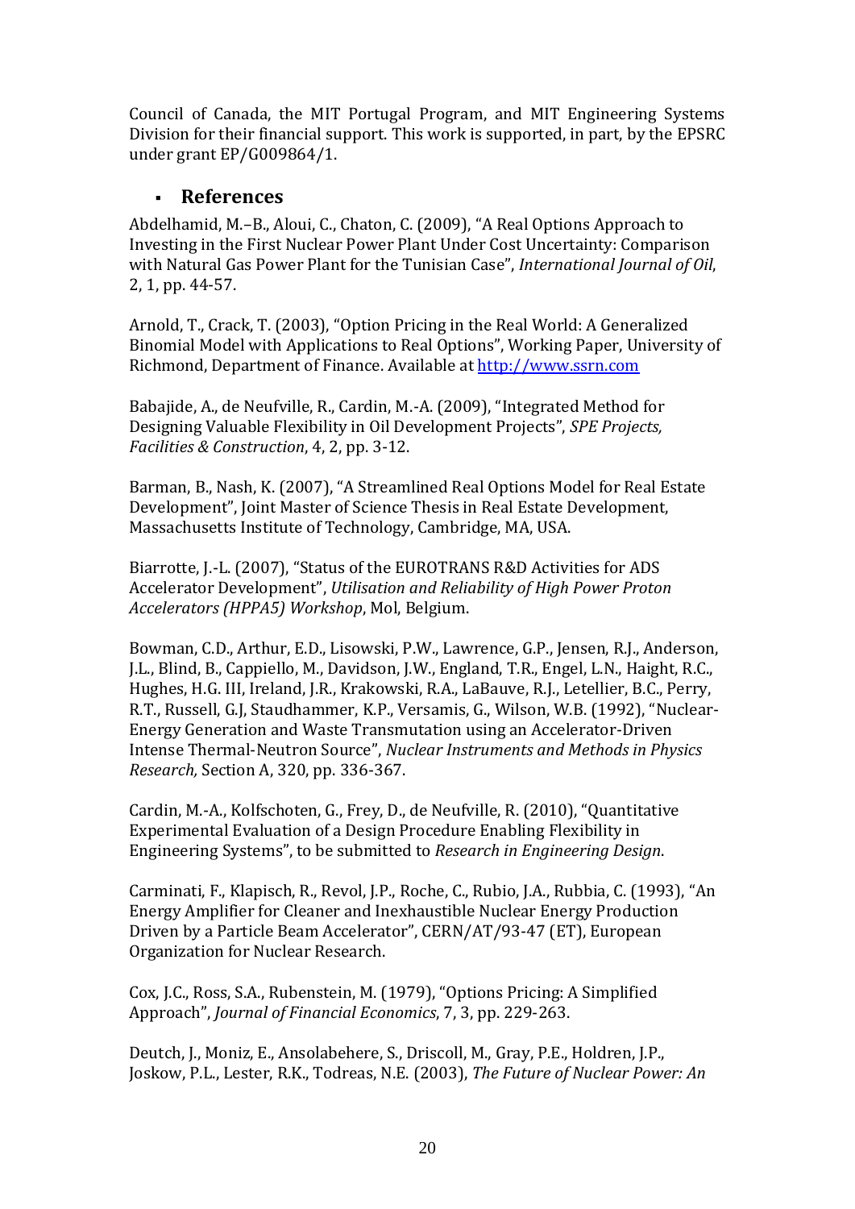Council of Canada, the MIT Portugal Program, and MIT Engineering Systems Division for their financial support. This work is supported, in part, by the EPSRC under grant EP/G009864/1.

## References

Abdelhamid, M.–B., Aloui, C., Chaton, C. (2009), "A Real Options Approach to Investing in the First Nuclear Power Plant Under Cost Uncertainty: Comparison with Natural Gas Power Plant for the Tunisian Case", *International Journal of Oil*, 2, 1, pp. 44-57.

Arnold, T., Crack, T. (2003), "Option Pricing in the Real World: A Generalized Binomial Model with Applications to Real Options", Working Paper, University of Richmond, Department of Finance. Available at http://www.ssrn.com

Babajide, A., de Neufville, R., Cardin, M.-A. (2009), "Integrated Method for Designing Valuable Flexibility in Oil Development Projects", *SPE Projects, Facilities & Construction*, 4, 2, pp. 3-12.

Barman, B., Nash, K. (2007), "A Streamlined Real Options Model for Real Estate Development", Joint Master of Science Thesis in Real Estate Development, Massachusetts Institute of Technology, Cambridge, MA, USA.

Biarrotte, J.-L. (2007), "Status of the EUROTRANS R&D Activities for ADS Accelerator Development", *Utilisation and Reliability of High Power Proton Accelerators (HPPA5) Workshop*, Mol, Belgium.

Bowman, C.D., Arthur, E.D., Lisowski, P.W., Lawrence, G.P., Jensen, R.J., Anderson, J.L., Blind, B., Cappiello, M., Davidson, J.W., England, T.R., Engel, L.N., Haight, R.C., Hughes, H.G. III, Ireland, J.R., Krakowski, R.A., LaBauve, R.J., Letellier, B.C., Perry, R.T., Russell, G.J, Staudhammer, K.P., Versamis, G., Wilson, W.B. (1992), "Nuclear-Energy Generation and Waste Transmutation using an Accelerator-Driven Intense Thermal-Neutron Source", *Nuclear Instruments and Methods in Physics Research,* Section A, 320, pp. 336-367.

Cardin, M.-A., Kolfschoten, G., Frey, D., de Neufville, R. (2010), "Quantitative Experimental Evaluation of a Design Procedure Enabling Flexibility in Engineering Systems", to be submitted to *Research in Engineering Design*.

Carminati, F., Klapisch, R., Revol, J.P., Roche, C., Rubio, J.A., Rubbia, C. (1993), "An Energy Amplifier for Cleaner and Inexhaustible Nuclear Energy Production Driven by a Particle Beam Accelerator", CERN/AT/93-47 (ET), European Organization for Nuclear Research.

Cox, J.C., Ross, S.A., Rubenstein, M. (1979), "Options Pricing: A Simplified Approach", *Journal of Financial Economics*, 7, 3, pp. 229-263.

Deutch, J., Moniz, E., Ansolabehere, S., Driscoll, M., Gray, P.E., Holdren, J.P., Joskow, P.L., Lester, R.K., Todreas, N.E. (2003), *The Future of Nuclear Power: An*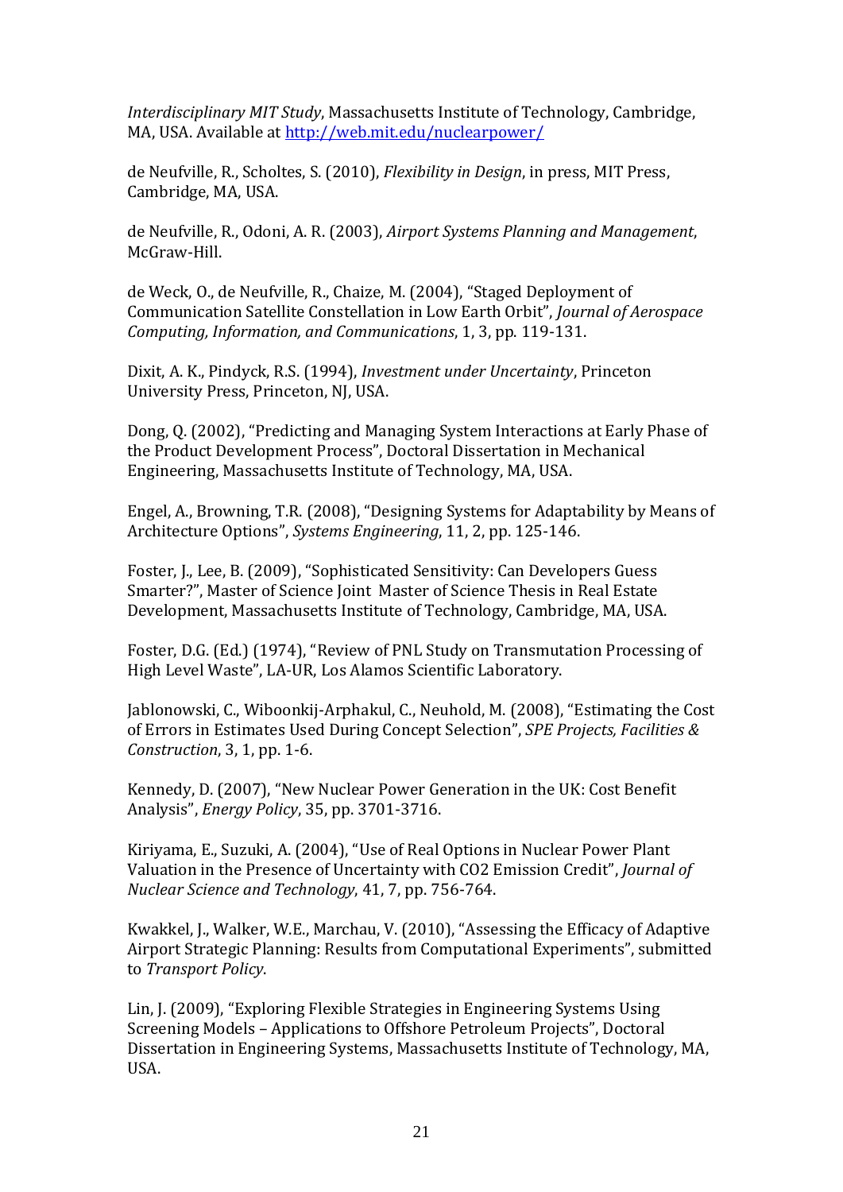*Interdisciplinary MIT Study*, Massachusetts Institute of Technology, Cambridge, MA, USA. Available at http://web.mit.edu/nuclearpower/

de Neufville, R., Scholtes, S. (2010), *Flexibility in Design*, in press, MIT Press, Cambridge, MA, USA.

de Neufville, R., Odoni, A. R. (2003), *Airport Systems Planning and Management*, McGraw-Hill.

de Weck, O., de Neufville, R., Chaize, M. (2004), "Staged Deployment of Communication Satellite Constellation in Low Earth Orbit", *Journal of Aerospace Computing, Information, and Communications*, 1, 3, pp. 119-131.

Dixit, A. K., Pindyck, R.S. (1994), *Investment under Uncertainty*, Princeton University Press, Princeton, NJ, USA.

Dong, Q. (2002), "Predicting and Managing System Interactions at Early Phase of the Product Development Process", Doctoral Dissertation in Mechanical Engineering, Massachusetts Institute of Technology, MA, USA.

Engel, A., Browning, T.R. (2008), "Designing Systems for Adaptability by Means of Architecture Options", *Systems Engineering*, 11, 2, pp. 125-146.

Foster, J., Lee, B. (2009), "Sophisticated Sensitivity: Can Developers Guess Smarter?", Master of Science Joint Master of Science Thesis in Real Estate Development, Massachusetts Institute of Technology, Cambridge, MA, USA.

Foster, D.G. (Ed.) (1974), "Review of PNL Study on Transmutation Processing of High Level Waste", LA-UR, Los Alamos Scientific Laboratory.

Jablonowski, C., Wiboonkij-Arphakul, C., Neuhold, M. (2008), "Estimating the Cost of Errors in Estimates Used During Concept Selection", *SPE Projects, Facilities & Construction*, 3, 1, pp. 1-6.

Kennedy, D. (2007), "New Nuclear Power Generation in the UK: Cost Benefit Analysis", *Energy Policy*, 35, pp. 3701-3716.

Kiriyama, E., Suzuki, A. (2004), "Use of Real Options in Nuclear Power Plant Valuation in the Presence of Uncertainty with CO2 Emission Credit", *Journal of Nuclear Science and Technology*, 41, 7, pp. 756-764.

Kwakkel, J., Walker, W.E., Marchau, V. (2010), "Assessing the Efficacy of Adaptive Airport Strategic Planning: Results from Computational Experiments", submitted to *Transport Policy*.

Lin, J. (2009), "Exploring Flexible Strategies in Engineering Systems Using Screening Models – Applications to Offshore Petroleum Projects", Doctoral Dissertation in Engineering Systems, Massachusetts Institute of Technology, MA, USA.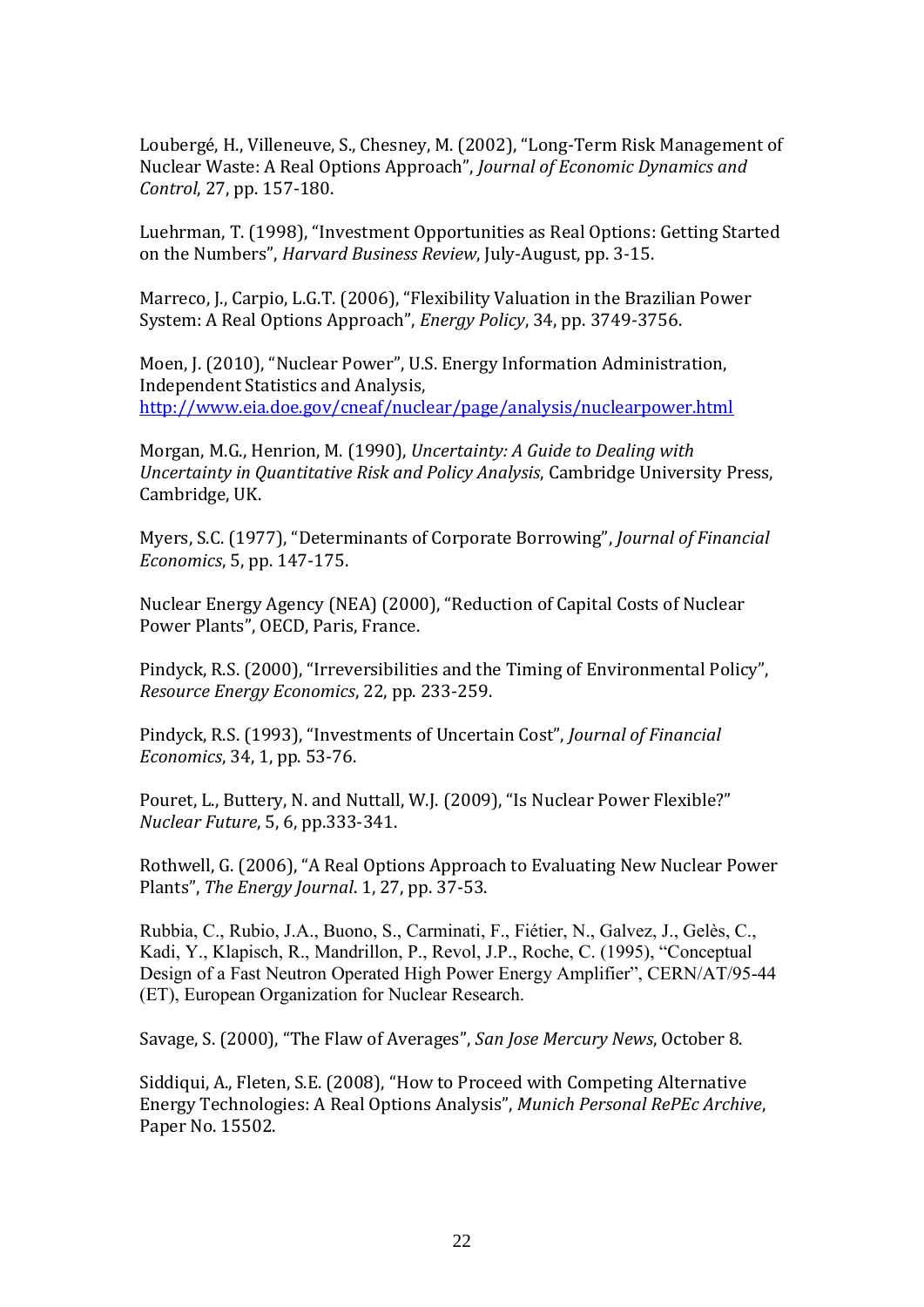Loubergé, H., Villeneuve, S., Chesney, M. (2002), "Long-Term Risk Management of Nuclear Waste: A Real Options Approach", *Journal of Economic Dynamics and Control*, 27, pp. 157-180.

Luehrman, T. (1998), "Investment Opportunities as Real Options: Getting Started on the Numbers", *Harvard Business Review*, July-August, pp. 3-15.

Marreco, J., Carpio, L.G.T. (2006), "Flexibility Valuation in the Brazilian Power System: A Real Options Approach", *Energy Policy*, 34, pp. 3749-3756.

Moen, J. (2010), "Nuclear Power", U.S. Energy Information Administration, Independent Statistics and Analysis, http://www.eia.doe.gov/cneaf/nuclear/page/analysis/nuclearpower.html

Morgan, M.G., Henrion, M. (1990), *Uncertainty: A Guide to Dealing with Uncertainty in Quantitative Risk and Policy Analysis*, Cambridge University Press, Cambridge, UK.

Myers, S.C. (1977), "Determinants of Corporate Borrowing", *Journal of Financial Economics*, 5, pp. 147-175.

Nuclear Energy Agency (NEA) (2000), "Reduction of Capital Costs of Nuclear Power Plants", OECD, Paris, France.

Pindyck, R.S. (2000), "Irreversibilities and the Timing of Environmental Policy", *Resource Energy Economics*, 22, pp. 233-259.

Pindyck, R.S. (1993), "Investments of Uncertain Cost", *Journal of Financial Economics*, 34, 1, pp. 53-76.

Pouret, L., Buttery, N. and Nuttall, W.J. (2009), "Is Nuclear Power Flexible?" *Nuclear Future*, 5, 6, pp.333-341.

Rothwell, G. (2006), "A Real Options Approach to Evaluating New Nuclear Power Plants", *The Energy Journal*. 1, 27, pp. 37-53.

Rubbia, C., Rubio, J.A., Buono, S., Carminati, F., Fiétier, N., Galvez, J., Gelès, C., Kadi, Y., Klapisch, R., Mandrillon, P., Revol, J.P., Roche, C. (1995), "Conceptual Design of a Fast Neutron Operated High Power Energy Amplifier", CERN/AT/95-44 (ET), European Organization for Nuclear Research.

Savage, S. (2000), "The Flaw of Averages", *San Jose Mercury News*, October 8.

Siddiqui, A., Fleten, S.E. (2008), "How to Proceed with Competing Alternative Energy Technologies: A Real Options Analysis", *Munich Personal RePEc Archive*, Paper No. 15502.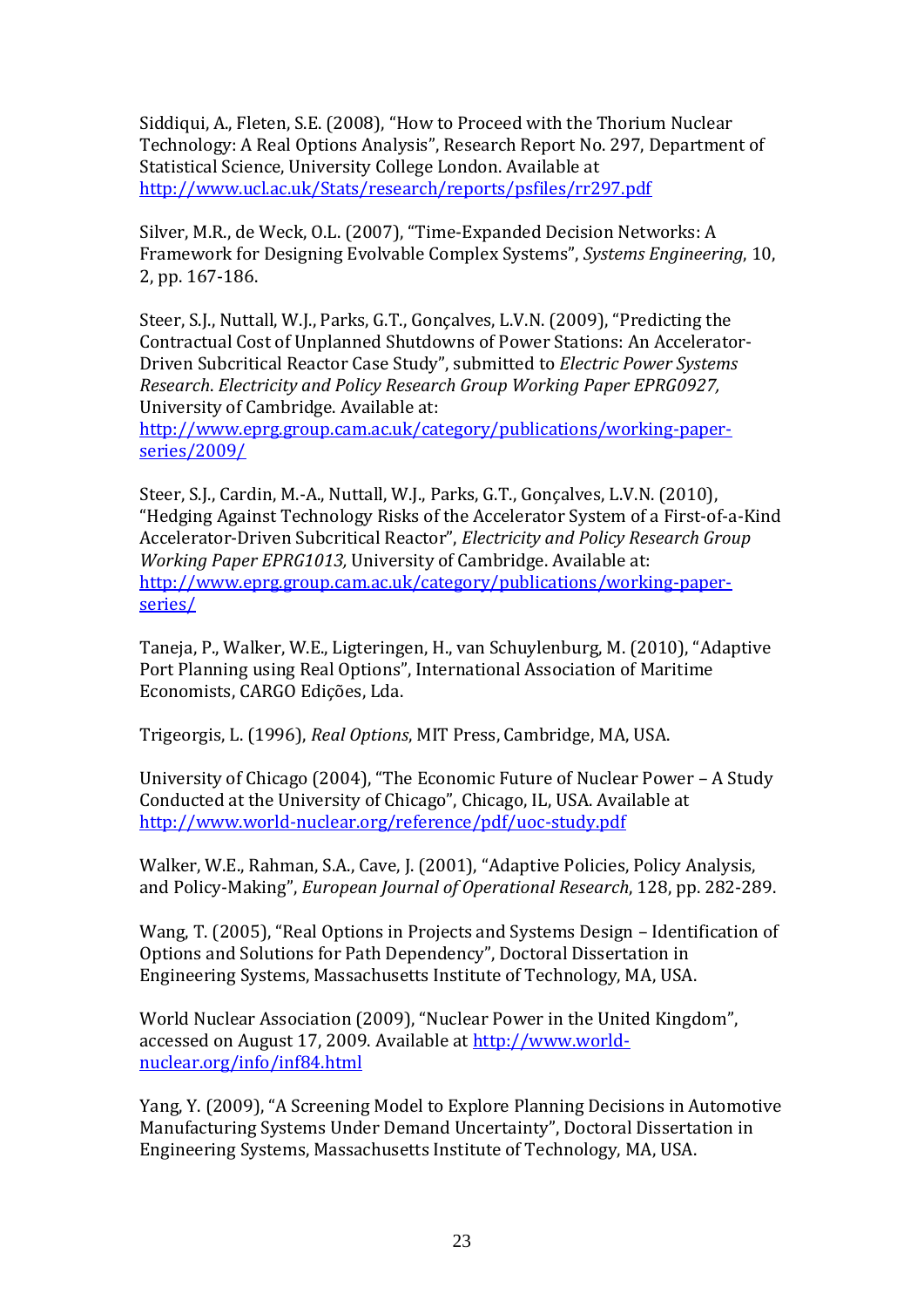Siddiqui, A., Fleten, S.E. (2008), "How to Proceed with the Thorium Nuclear Technology: A Real Options Analysis", Research Report No. 297, Department of Statistical Science, University College London. Available at http://www.ucl.ac.uk/Stats/research/reports/psfiles/rr297.pdf

Silver, M.R., de Weck, O.L. (2007), "Time-Expanded Decision Networks: A Framework for Designing Evolvable Complex Systems", *Systems Engineering*, 10, 2, pp. 167-186.

Steer, S.J., Nuttall, W.J., Parks, G.T., Gonçalves, L.V.N. (2009), "Predicting the Contractual Cost of Unplanned Shutdowns of Power Stations: An Accelerator-Driven Subcritical Reactor Case Study", submitted to *Electric Power Systems Research*. *Electricity and Policy Research Group Working Paper EPRG0927,* University of Cambridge. Available at: http://www.eprg.group.cam.ac.uk/category/publications/working-paper-series/2009/

Steer, S.J., Cardin, M.-A., Nuttall, W.J., Parks, G.T., Gonçalves, L.V.N. (2010), "Hedging Against Technology Risks of the Accelerator System of a First-of-a-Kind Accelerator-Driven Subcritical Reactor", *Electricity and Policy Research Group Working Paper EPRG1013,* University of Cambridge. Available at: http://www.eprg.group.cam.ac.uk/category/publications/working-paper-series/

Taneja, P., Walker, W.E., Ligteringen, H., van Schuylenburg, M. (2010), "Adaptive Port Planning using Real Options", International Association of Maritime Economists, CARGO Edições, Lda.

Trigeorgis, L. (1996), *Real Options*, MIT Press, Cambridge, MA, USA.

University of Chicago (2004), "The Economic Future of Nuclear Power – A Study Conducted at the University of Chicago", Chicago, IL, USA. Available at http://www.world-nuclear.org/reference/pdf/uoc-study.pdf

Walker, W.E., Rahman, S.A., Cave, J. (2001), "Adaptive Policies, Policy Analysis, and Policy-Making", *European Journal of Operational Research*, 128, pp. 282-289.

Wang, T. (2005), "Real Options in Projects and Systems Design – Identification of Options and Solutions for Path Dependency", Doctoral Dissertation in Engineering Systems, Massachusetts Institute of Technology, MA, USA.

World Nuclear Association (2009), "Nuclear Power in the United Kingdom", accessed on August 17, 2009. Available at http://www.world-nuclear.org/info/inf84.html

Yang, Y. (2009), "A Screening Model to Explore Planning Decisions in Automotive Manufacturing Systems Under Demand Uncertainty", Doctoral Dissertation in Engineering Systems, Massachusetts Institute of Technology, MA, USA.